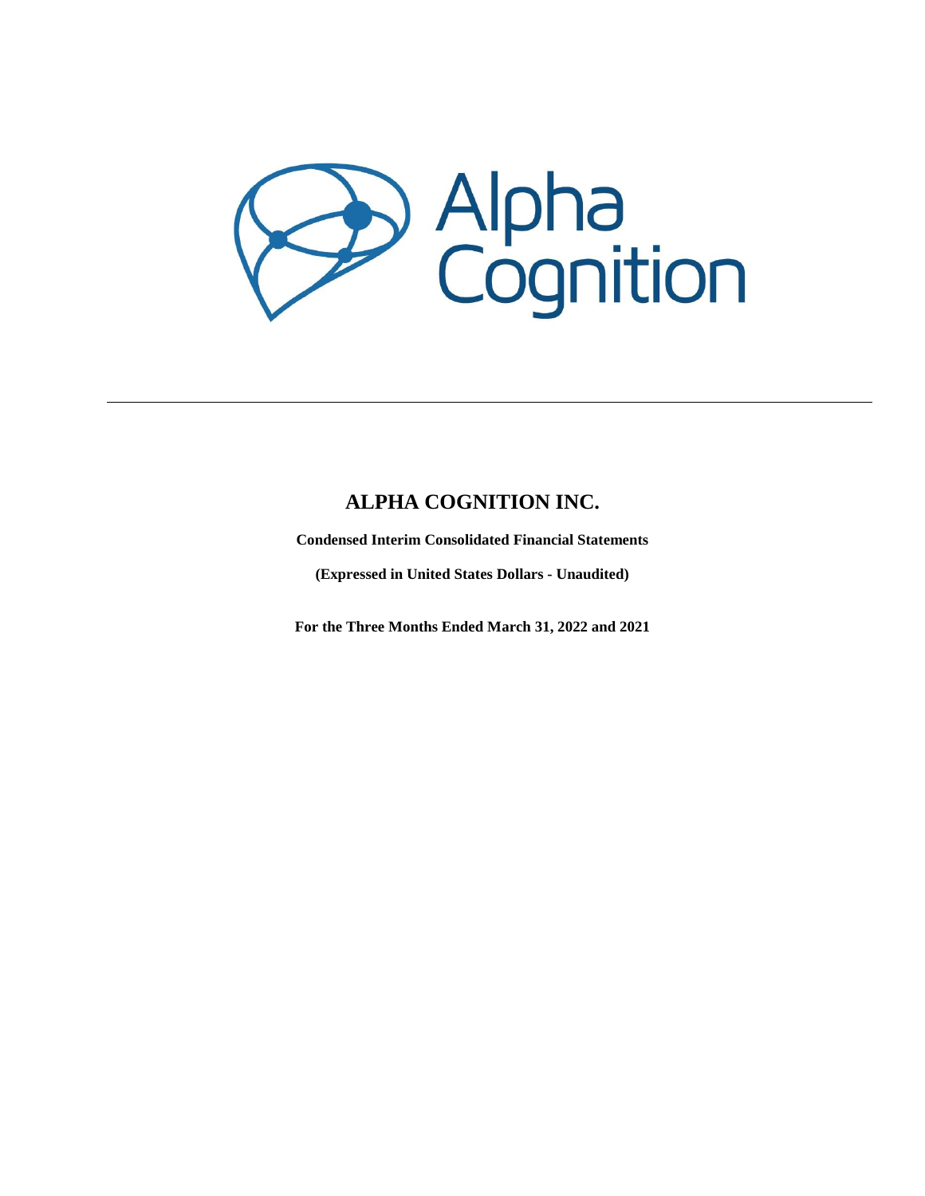# ALPHA COGNITION INC.

**Condensed Interim Consolidated Financial Statements**

**(Expressed in United States Dollars - Unaudited)**

**For the Three Months Ended March 31, 2022 and 2021**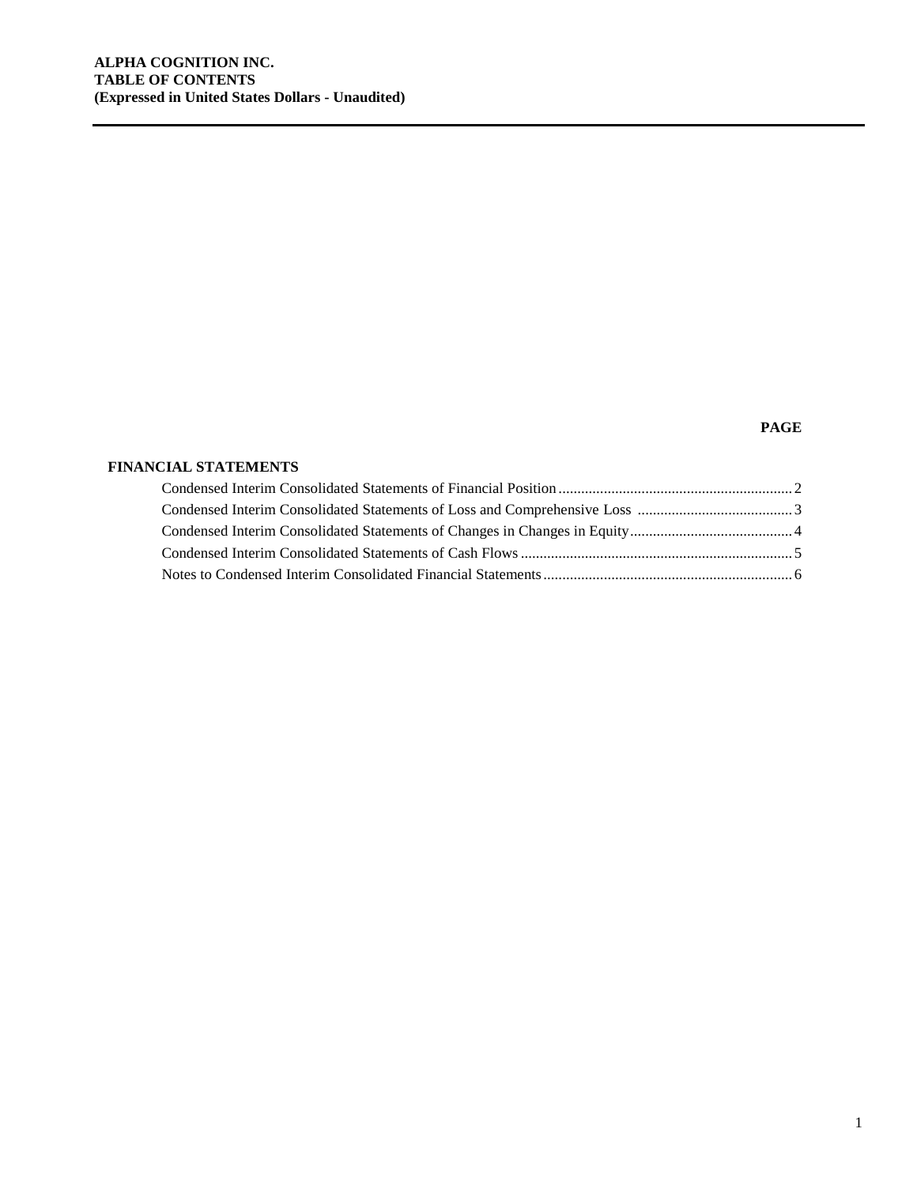**ALPHA COGNITION INC.**
**TABLE OF CONTENTS**
**(Expressed in United States Dollars - Unaudited)**

| | PAGE |
|---|---|
| **FINANCIAL STATEMENTS** | |
| Condensed Interim Consolidated Statements of Financial Position | 2 |
| Condensed Interim Consolidated Statements of Loss and Comprehensive Loss | 3 |
| Condensed Interim Consolidated Statements of Changes in Changes in Equity | 4 |
| Condensed Interim Consolidated Statements of Cash Flows | 5 |
| Notes to Condensed Interim Consolidated Financial Statements | 6 |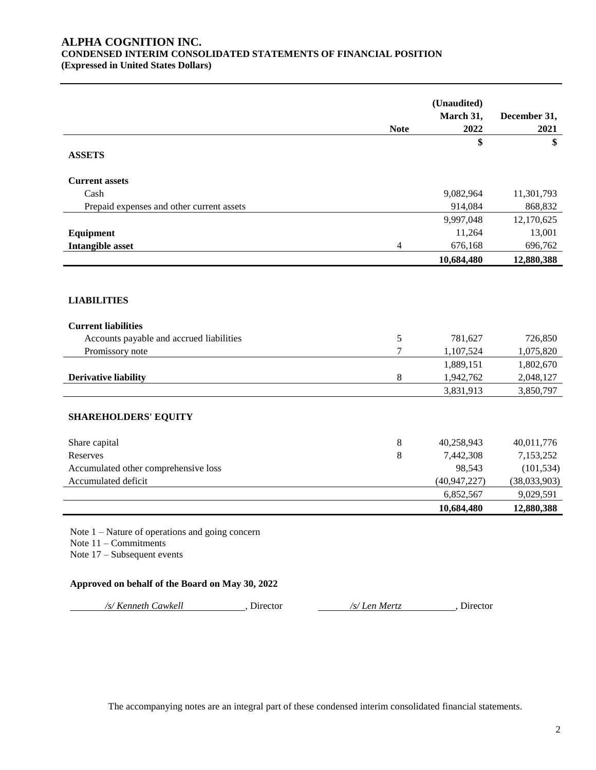# ALPHA COGNITION INC.
## CONDENSED INTERIM CONSOLIDATED STATEMENTS OF FINANCIAL POSITION
**(Expressed in United States Dollars)**

| | Note | (Unaudited) March 31, 2022 | December 31, 2021 |
|---|---|---|---|
| | | $ | $ |
| **ASSETS** | | | |
| **Current assets** | | | |
| Cash | | 9,082,964 | 11,301,793 |
| Prepaid expenses and other current assets | | 914,084 | 868,832 |
| | | 9,997,048 | 12,170,625 |
| **Equipment** | | 11,264 | 13,001 |
| **Intangible asset** | 4 | 676,168 | 696,762 |
| | | **10,684,480** | **12,880,388** |
| **LIABILITIES** | | | |
| **Current liabilities** | | | |
| Accounts payable and accrued liabilities | 5 | 781,627 | 726,850 |
| Promissory note | 7 | 1,107,524 | 1,075,820 |
| | | 1,889,151 | 1,802,670 |
| **Derivative liability** | 8 | 1,942,762 | 2,048,127 |
| | | 3,831,913 | 3,850,797 |
| **SHAREHOLDERS' EQUITY** | | | |
| Share capital | 8 | 40,258,943 | 40,011,776 |
| Reserves | 8 | 7,442,308 | 7,153,252 |
| Accumulated other comprehensive loss | | 98,543 | (101,534) |
| Accumulated deficit | | (40,947,227) | (38,033,903) |
| | | 6,852,567 | 9,029,591 |
| | | **10,684,480** | **12,880,388** |

Note 1 – Nature of operations and going concern
Note 11 – Commitments
Note 17 – Subsequent events

**Approved on behalf of the Board on May 30, 2022**

*/s/ Kenneth Cawkell*, Director  *​/s/ Len Mertz*, Director

The accompanying notes are an integral part of these condensed interim consolidated financial statements.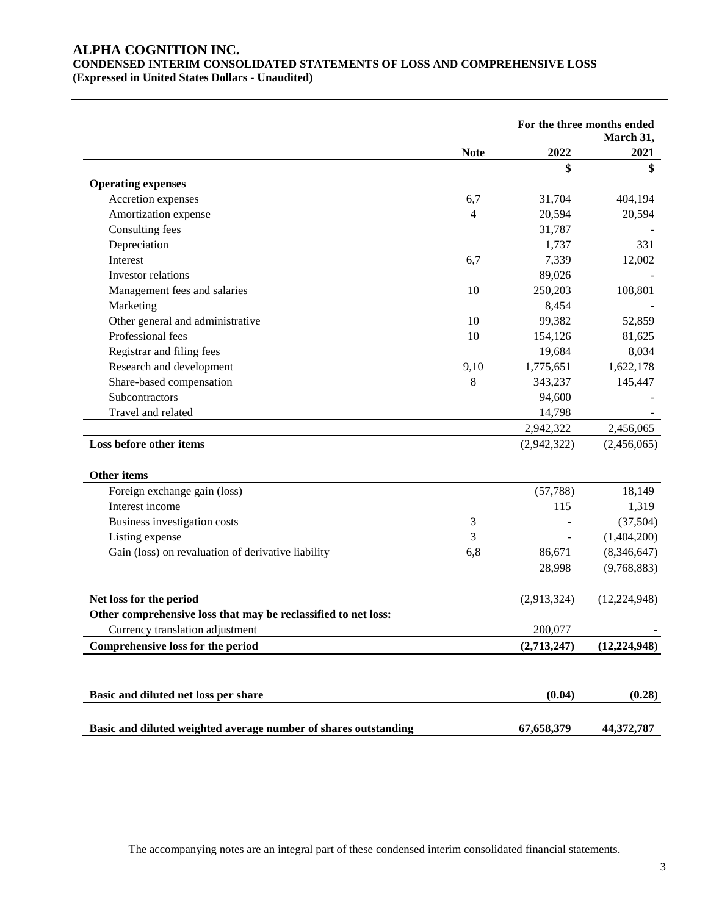# ALPHA COGNITION INC.

**CONDENSED INTERIM CONSOLIDATED STATEMENTS OF LOSS AND COMPREHENSIVE LOSS**
**(Expressed in United States Dollars - Unaudited)**

| | Note | For the three months ended March 31, 2022 | 2021 |
|---|---|---|---|
| | | **$** | **$** |
| **Operating expenses** | | | |
| Accretion expenses | 6,7 | 31,704 | 404,194 |
| Amortization expense | 4 | 20,594 | 20,594 |
| Consulting fees | | 31,787 | - |
| Depreciation | | 1,737 | 331 |
| Interest | 6,7 | 7,339 | 12,002 |
| Investor relations | | 89,026 | - |
| Management fees and salaries | 10 | 250,203 | 108,801 |
| Marketing | | 8,454 | - |
| Other general and administrative | 10 | 99,382 | 52,859 |
| Professional fees | 10 | 154,126 | 81,625 |
| Registrar and filing fees | | 19,684 | 8,034 |
| Research and development | 9,10 | 1,775,651 | 1,622,178 |
| Share-based compensation | 8 | 343,237 | 145,447 |
| Subcontractors | | 94,600 | - |
| Travel and related | | 14,798 | - |
| | | 2,942,322 | 2,456,065 |
| **Loss before other items** | | (2,942,322) | (2,456,065) |
| **Other items** | | | |
| Foreign exchange gain (loss) | | (57,788) | 18,149 |
| Interest income | | 115 | 1,319 |
| Business investigation costs | 3 | - | (37,504) |
| Listing expense | 3 | - | (1,404,200) |
| Gain (loss) on revaluation of derivative liability | 6,8 | 86,671 | (8,346,647) |
| | | 28,998 | (9,768,883) |
| **Net loss for the period** | | (2,913,324) | (12,224,948) |
| **Other comprehensive loss that may be reclassified to net loss:** | | | |
| Currency translation adjustment | | 200,077 | - |
| **Comprehensive loss for the period** | | **(2,713,247)** | **(12,224,948)** |
| **Basic and diluted net loss per share** | | **(0.04)** | **(0.28)** |
| **Basic and diluted weighted average number of shares outstanding** | | **67,658,379** | **44,372,787** |

The accompanying notes are an integral part of these condensed interim consolidated financial statements.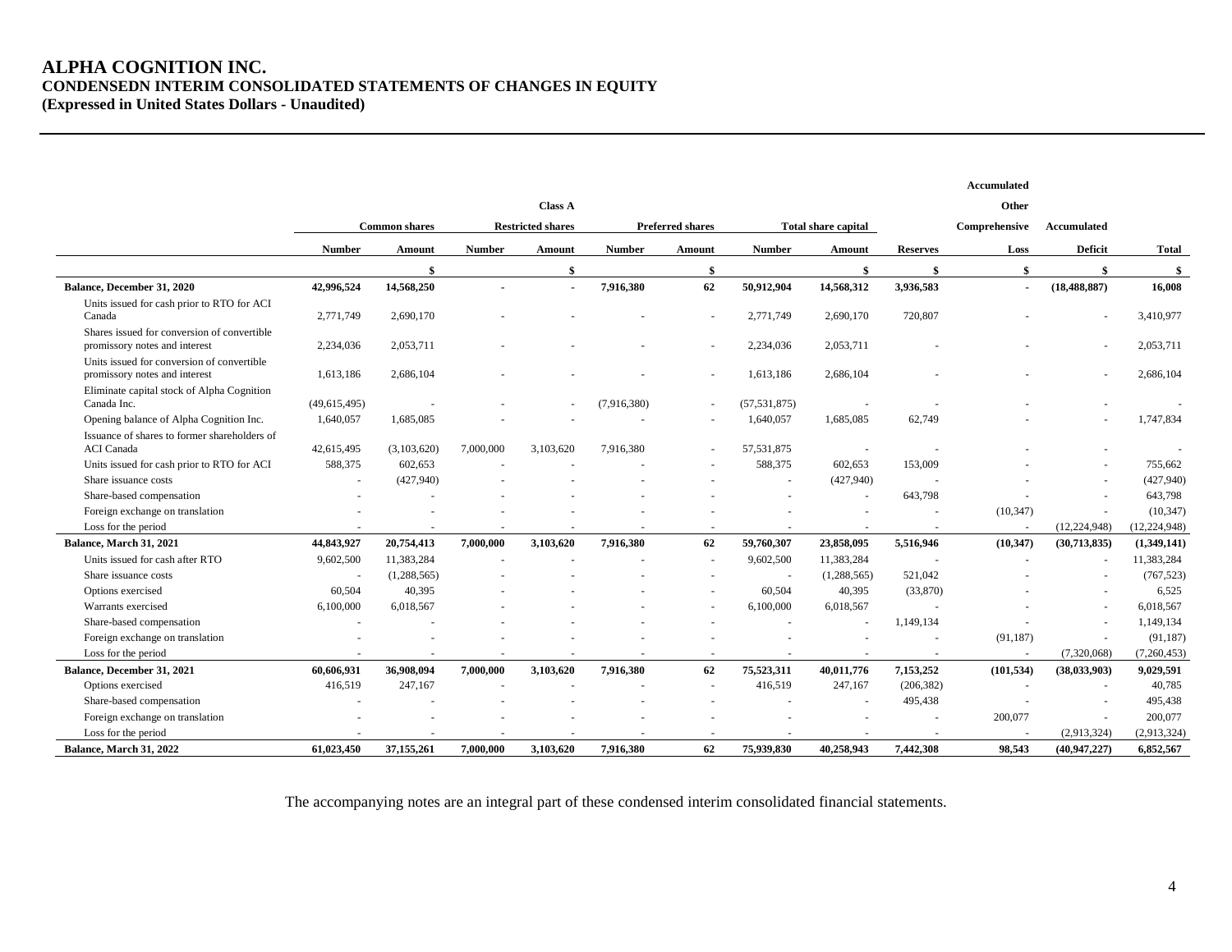# ALPHA COGNITION INC.
## CONDENSEDN INTERIM CONSOLIDATED STATEMENTS OF CHANGES IN EQUITY
### (Expressed in United States Dollars - Unaudited)

| | Common shares | | Class A Restricted shares | | Preferred shares | | Total share capital | | | Accumulated Other Comprehensive | Accumulated | |
|---|---|---|---|---|---|---|---|---|---|---|---|---|
| | Number | Amount | Number | Amount | Number | Amount | Number | Amount | Reserves | Loss | Deficit | Total |
| | | $ | | $ | | $ | | $ | $ | $ | $ | $ |
| **Balance, December 31, 2020** | **42,996,524** | **14,568,250** | **-** | **-** | **7,916,380** | **62** | **50,912,904** | **14,568,312** | **3,936,583** | **-** | **(18,488,887)** | **16,008** |
| Units issued for cash prior to RTO for ACI Canada | 2,771,749 | 2,690,170 | - | - | - | - | 2,771,749 | 2,690,170 | 720,807 | - | - | 3,410,977 |
| Shares issued for conversion of convertible promissory notes and interest | 2,234,036 | 2,053,711 | - | - | - | - | 2,234,036 | 2,053,711 | - | - | - | 2,053,711 |
| Units issued for conversion of convertible promissory notes and interest | 1,613,186 | 2,686,104 | - | - | - | - | 1,613,186 | 2,686,104 | - | - | - | 2,686,104 |
| Eliminate capital stock of Alpha Cognition Canada Inc. | (49,615,495) | - | - | - | (7,916,380) | - | (57,531,875) | - | - | - | - | - |
| Opening balance of Alpha Cognition Inc. | 1,640,057 | 1,685,085 | - | - | - | - | 1,640,057 | 1,685,085 | 62,749 | - | - | 1,747,834 |
| Issuance of shares to former shareholders of ACI Canada | 42,615,495 | (3,103,620) | 7,000,000 | 3,103,620 | 7,916,380 | - | 57,531,875 | - | - | - | - | - |
| Units issued for cash prior to RTO for ACI | 588,375 | 602,653 | - | - | - | - | 588,375 | 602,653 | 153,009 | - | - | 755,662 |
| Share issuance costs | - | (427,940) | - | - | - | - | - | (427,940) | - | - | - | (427,940) |
| Share-based compensation | - | - | - | - | - | - | - | - | 643,798 | - | - | 643,798 |
| Foreign exchange on translation | - | - | - | - | - | - | - | - | - | (10,347) | - | (10,347) |
| Loss for the period | - | - | - | - | - | - | - | - | - | - | (12,224,948) | (12,224,948) |
| **Balance, March 31, 2021** | **44,843,927** | **20,754,413** | **7,000,000** | **3,103,620** | **7,916,380** | **62** | **59,760,307** | **23,858,095** | **5,516,946** | **(10,347)** | **(30,713,835)** | **(1,349,141)** |
| Units issued for cash after RTO | 9,602,500 | 11,383,284 | - | - | - | - | 9,602,500 | 11,383,284 | - | - | - | 11,383,284 |
| Share issuance costs | - | (1,288,565) | - | - | - | - | - | (1,288,565) | 521,042 | - | - | (767,523) |
| Options exercised | 60,504 | 40,395 | - | - | - | - | 60,504 | 40,395 | (33,870) | - | - | 6,525 |
| Warrants exercised | 6,100,000 | 6,018,567 | - | - | - | - | 6,100,000 | 6,018,567 | - | - | - | 6,018,567 |
| Share-based compensation | - | - | - | - | - | - | - | - | 1,149,134 | - | - | 1,149,134 |
| Foreign exchange on translation | - | - | - | - | - | - | - | - | - | (91,187) | - | (91,187) |
| Loss for the period | - | - | - | - | - | - | - | - | - | - | (7,320,068) | (7,260,453) |
| **Balance, December 31, 2021** | **60,606,931** | **36,908,094** | **7,000,000** | **3,103,620** | **7,916,380** | **62** | **75,523,311** | **40,011,776** | **7,153,252** | **(101,534)** | **(38,033,903)** | **9,029,591** |
| Options exercised | 416,519 | 247,167 | - | - | - | - | 416,519 | 247,167 | (206,382) | - | - | 40,785 |
| Share-based compensation | - | - | - | - | - | - | - | - | 495,438 | - | - | 495,438 |
| Foreign exchange on translation | - | - | - | - | - | - | - | - | - | 200,077 | - | 200,077 |
| Loss for the period | - | - | - | - | - | - | - | - | - | - | (2,913,324) | (2,913,324) |
| **Balance, March 31, 2022** | **61,023,450** | **37,155,261** | **7,000,000** | **3,103,620** | **7,916,380** | **62** | **75,939,830** | **40,258,943** | **7,442,308** | **98,543** | **(40,947,227)** | **6,852,567** |

The accompanying notes are an integral part of these condensed interim consolidated financial statements.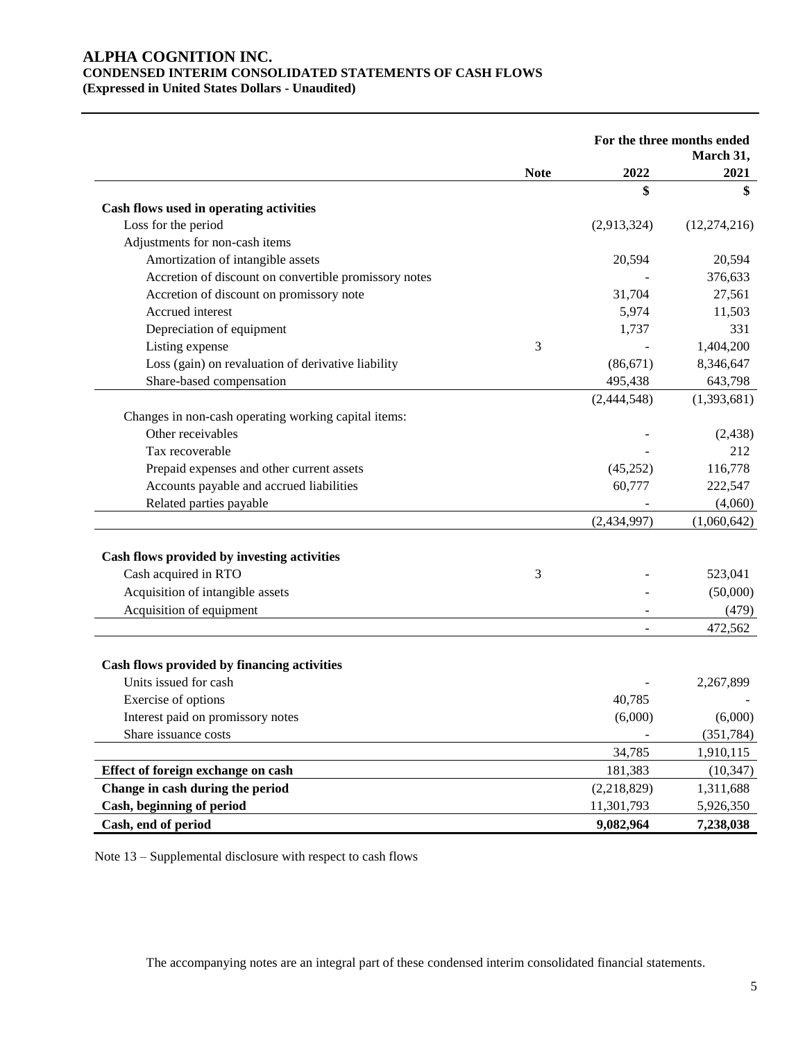# ALPHA COGNITION INC.
## CONDENSED INTERIM CONSOLIDATED STATEMENTS OF CASH FLOWS
**(Expressed in United States Dollars - Unaudited)**

| | Note | For the three months ended March 31, 2022 | 2021 |
|---|---|---|---|
| | | $ | $ |
| **Cash flows used in operating activities** | | | |
| Loss for the period | | (2,913,324) | (12,274,216) |
| Adjustments for non-cash items | | | |
| Amortization of intangible assets | | 20,594 | 20,594 |
| Accretion of discount on convertible promissory notes | | - | 376,633 |
| Accretion of discount on promissory note | | 31,704 | 27,561 |
| Accrued interest | | 5,974 | 11,503 |
| Depreciation of equipment | | 1,737 | 331 |
| Listing expense | 3 | - | 1,404,200 |
| Loss (gain) on revaluation of derivative liability | | (86,671) | 8,346,647 |
| Share-based compensation | | 495,438 | 643,798 |
| | | (2,444,548) | (1,393,681) |
| Changes in non-cash operating working capital items: | | | |
| Other receivables | | - | (2,438) |
| Tax recoverable | | - | 212 |
| Prepaid expenses and other current assets | | (45,252) | 116,778 |
| Accounts payable and accrued liabilities | | 60,777 | 222,547 |
| Related parties payable | | - | (4,060) |
| | | (2,434,997) | (1,060,642) |
| **Cash flows provided by investing activities** | | | |
| Cash acquired in RTO | 3 | - | 523,041 |
| Acquisition of intangible assets | | - | (50,000) |
| Acquisition of equipment | | - | (479) |
| | | - | 472,562 |
| **Cash flows provided by financing activities** | | | |
| Units issued for cash | | - | 2,267,899 |
| Exercise of options | | 40,785 | - |
| Interest paid on promissory notes | | (6,000) | (6,000) |
| Share issuance costs | | - | (351,784) |
| | | 34,785 | 1,910,115 |
| **Effect of foreign exchange on cash** | | 181,383 | (10,347) |
| **Change in cash during the period** | | (2,218,829) | 1,311,688 |
| **Cash, beginning of period** | | 11,301,793 | 5,926,350 |
| **Cash, end of period** | | **9,082,964** | **7,238,038** |

Note 13 – Supplemental disclosure with respect to cash flows

The accompanying notes are an integral part of these condensed interim consolidated financial statements.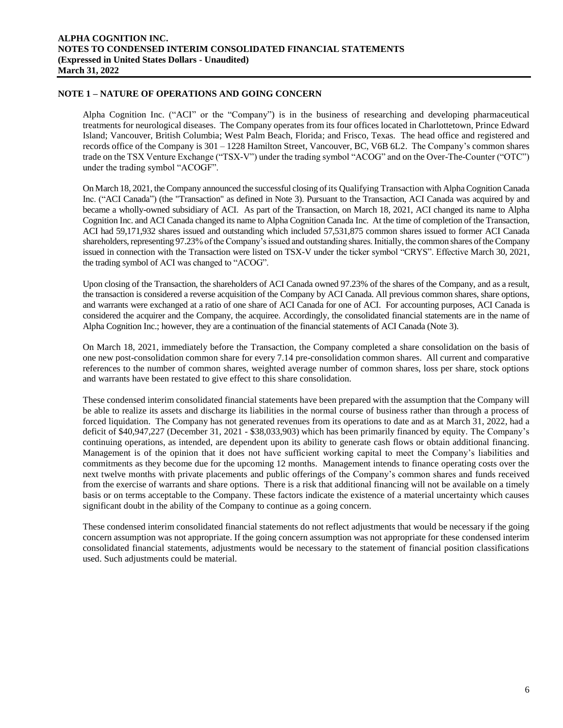## NOTE 1 – NATURE OF OPERATIONS AND GOING CONCERN

Alpha Cognition Inc. ("ACI" or the "Company") is in the business of researching and developing pharmaceutical treatments for neurological diseases. The Company operates from its four offices located in Charlottetown, Prince Edward Island; Vancouver, British Columbia; West Palm Beach, Florida; and Frisco, Texas. The head office and registered and records office of the Company is 301 – 1228 Hamilton Street, Vancouver, BC, V6B 6L2. The Company's common shares trade on the TSX Venture Exchange ("TSX-V") under the trading symbol "ACOG" and on the Over-The-Counter ("OTC") under the trading symbol "ACOGF".

On March 18, 2021, the Company announced the successful closing of its Qualifying Transaction with Alpha Cognition Canada Inc. ("ACI Canada") (the "Transaction" as defined in Note 3). Pursuant to the Transaction, ACI Canada was acquired by and became a wholly-owned subsidiary of ACI. As part of the Transaction, on March 18, 2021, ACI changed its name to Alpha Cognition Inc. and ACI Canada changed its name to Alpha Cognition Canada Inc. At the time of completion of the Transaction, ACI had 59,171,932 shares issued and outstanding which included 57,531,875 common shares issued to former ACI Canada shareholders, representing 97.23% of the Company's issued and outstanding shares. Initially, the common shares of the Company issued in connection with the Transaction were listed on TSX-V under the ticker symbol "CRYS". Effective March 30, 2021, the trading symbol of ACI was changed to "ACOG".

Upon closing of the Transaction, the shareholders of ACI Canada owned 97.23% of the shares of the Company, and as a result, the transaction is considered a reverse acquisition of the Company by ACI Canada. All previous common shares, share options, and warrants were exchanged at a ratio of one share of ACI Canada for one of ACI. For accounting purposes, ACI Canada is considered the acquirer and the Company, the acquiree. Accordingly, the consolidated financial statements are in the name of Alpha Cognition Inc.; however, they are a continuation of the financial statements of ACI Canada (Note 3).

On March 18, 2021, immediately before the Transaction, the Company completed a share consolidation on the basis of one new post-consolidation common share for every 7.14 pre-consolidation common shares. All current and comparative references to the number of common shares, weighted average number of common shares, loss per share, stock options and warrants have been restated to give effect to this share consolidation.

These condensed interim consolidated financial statements have been prepared with the assumption that the Company will be able to realize its assets and discharge its liabilities in the normal course of business rather than through a process of forced liquidation. The Company has not generated revenues from its operations to date and as at March 31, 2022, had a deficit of $40,947,227 (December 31, 2021 - $38,033,903) which has been primarily financed by equity. The Company's continuing operations, as intended, are dependent upon its ability to generate cash flows or obtain additional financing. Management is of the opinion that it does not have sufficient working capital to meet the Company's liabilities and commitments as they become due for the upcoming 12 months. Management intends to finance operating costs over the next twelve months with private placements and public offerings of the Company's common shares and funds received from the exercise of warrants and share options. There is a risk that additional financing will not be available on a timely basis or on terms acceptable to the Company. These factors indicate the existence of a material uncertainty which causes significant doubt in the ability of the Company to continue as a going concern.

These condensed interim consolidated financial statements do not reflect adjustments that would be necessary if the going concern assumption was not appropriate. If the going concern assumption was not appropriate for these condensed interim consolidated financial statements, adjustments would be necessary to the statement of financial position classifications used. Such adjustments could be material.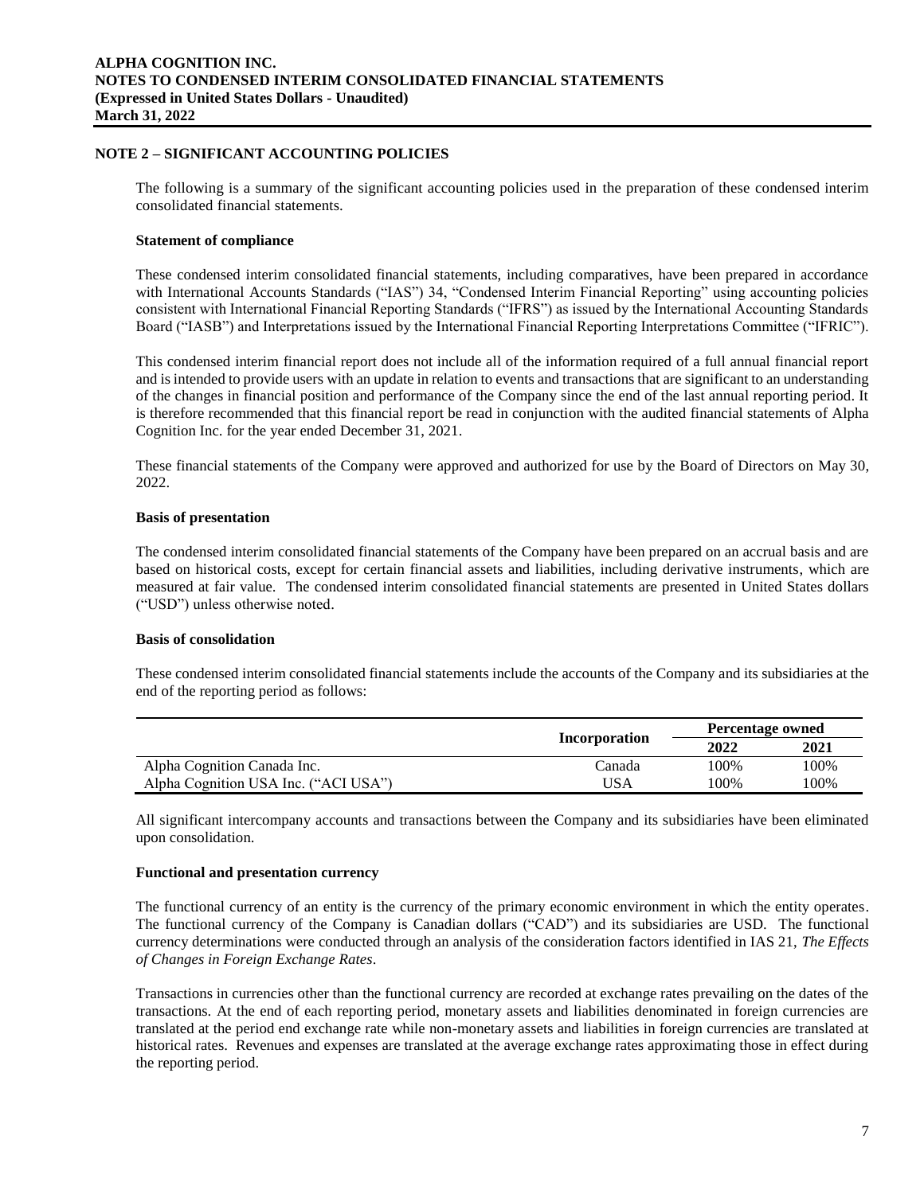## NOTE 2 – SIGNIFICANT ACCOUNTING POLICIES

The following is a summary of the significant accounting policies used in the preparation of these condensed interim consolidated financial statements.

### Statement of compliance

These condensed interim consolidated financial statements, including comparatives, have been prepared in accordance with International Accounts Standards ("IAS") 34, "Condensed Interim Financial Reporting" using accounting policies consistent with International Financial Reporting Standards ("IFRS") as issued by the International Accounting Standards Board ("IASB") and Interpretations issued by the International Financial Reporting Interpretations Committee ("IFRIC").

This condensed interim financial report does not include all of the information required of a full annual financial report and is intended to provide users with an update in relation to events and transactions that are significant to an understanding of the changes in financial position and performance of the Company since the end of the last annual reporting period. It is therefore recommended that this financial report be read in conjunction with the audited financial statements of Alpha Cognition Inc. for the year ended December 31, 2021.

These financial statements of the Company were approved and authorized for use by the Board of Directors on May 30, 2022.

### Basis of presentation

The condensed interim consolidated financial statements of the Company have been prepared on an accrual basis and are based on historical costs, except for certain financial assets and liabilities, including derivative instruments, which are measured at fair value. The condensed interim consolidated financial statements are presented in United States dollars ("USD") unless otherwise noted.

### Basis of consolidation

These condensed interim consolidated financial statements include the accounts of the Company and its subsidiaries at the end of the reporting period as follows:

| | Incorporation | Percentage owned | |
|---|---|---|---|
| | | 2022 | 2021 |
| Alpha Cognition Canada Inc. | Canada | 100% | 100% |
| Alpha Cognition USA Inc. ("ACI USA") | USA | 100% | 100% |

All significant intercompany accounts and transactions between the Company and its subsidiaries have been eliminated upon consolidation.

### Functional and presentation currency

The functional currency of an entity is the currency of the primary economic environment in which the entity operates. The functional currency of the Company is Canadian dollars ("CAD") and its subsidiaries are USD. The functional currency determinations were conducted through an analysis of the consideration factors identified in IAS 21, *The Effects of Changes in Foreign Exchange Rates*.

Transactions in currencies other than the functional currency are recorded at exchange rates prevailing on the dates of the transactions. At the end of each reporting period, monetary assets and liabilities denominated in foreign currencies are translated at the period end exchange rate while non-monetary assets and liabilities in foreign currencies are translated at historical rates. Revenues and expenses are translated at the average exchange rates approximating those in effect during the reporting period.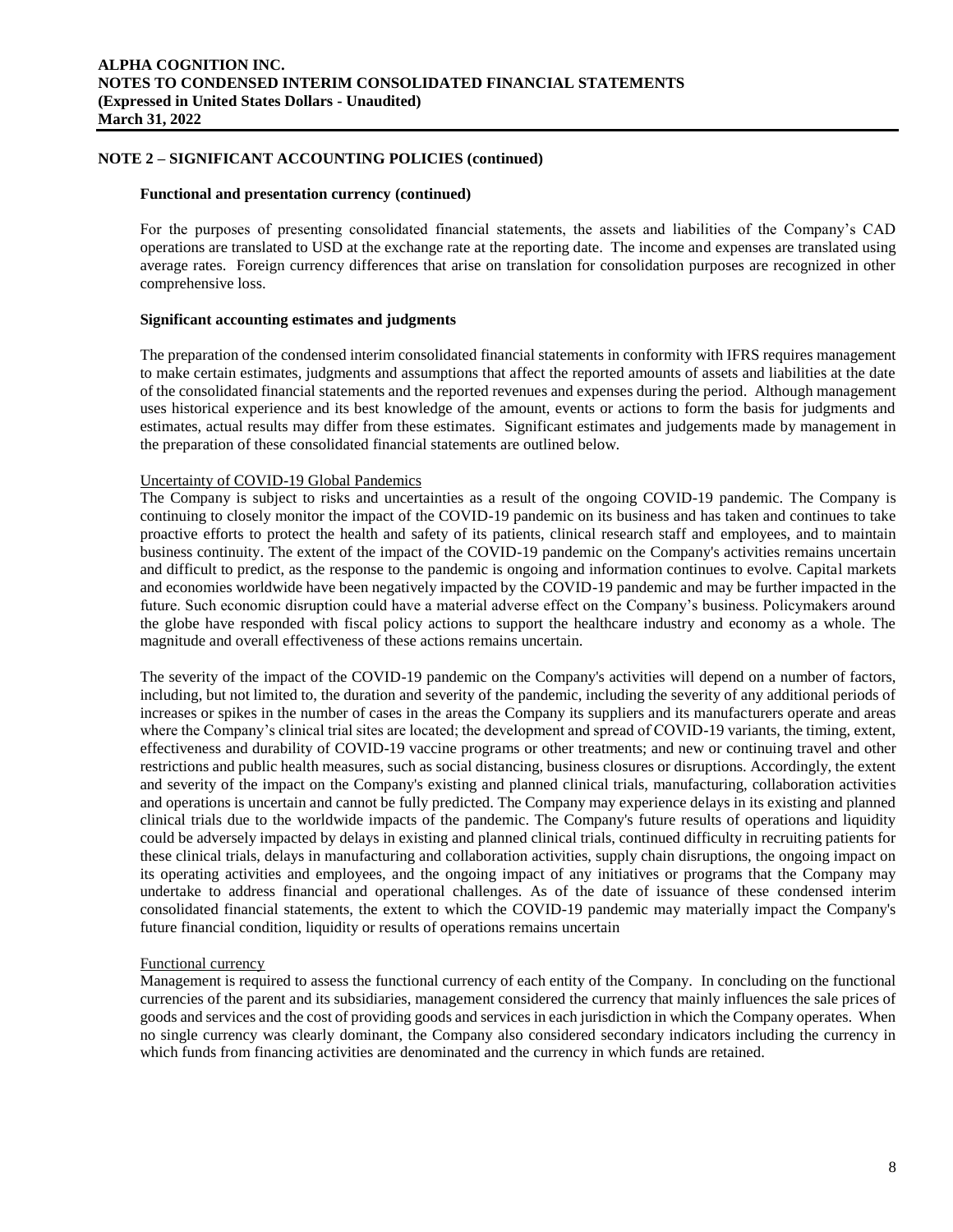## NOTE 2 – SIGNIFICANT ACCOUNTING POLICIES (continued)

### Functional and presentation currency (continued)

For the purposes of presenting consolidated financial statements, the assets and liabilities of the Company's CAD operations are translated to USD at the exchange rate at the reporting date. The income and expenses are translated using average rates. Foreign currency differences that arise on translation for consolidation purposes are recognized in other comprehensive loss.

### Significant accounting estimates and judgments

The preparation of the condensed interim consolidated financial statements in conformity with IFRS requires management to make certain estimates, judgments and assumptions that affect the reported amounts of assets and liabilities at the date of the consolidated financial statements and the reported revenues and expenses during the period. Although management uses historical experience and its best knowledge of the amount, events or actions to form the basis for judgments and estimates, actual results may differ from these estimates. Significant estimates and judgements made by management in the preparation of these consolidated financial statements are outlined below.

Uncertainty of COVID-19 Global Pandemics

The Company is subject to risks and uncertainties as a result of the ongoing COVID-19 pandemic. The Company is continuing to closely monitor the impact of the COVID-19 pandemic on its business and has taken and continues to take proactive efforts to protect the health and safety of its patients, clinical research staff and employees, and to maintain business continuity. The extent of the impact of the COVID-19 pandemic on the Company's activities remains uncertain and difficult to predict, as the response to the pandemic is ongoing and information continues to evolve. Capital markets and economies worldwide have been negatively impacted by the COVID-19 pandemic and may be further impacted in the future. Such economic disruption could have a material adverse effect on the Company's business. Policymakers around the globe have responded with fiscal policy actions to support the healthcare industry and economy as a whole. The magnitude and overall effectiveness of these actions remains uncertain.

The severity of the impact of the COVID-19 pandemic on the Company's activities will depend on a number of factors, including, but not limited to, the duration and severity of the pandemic, including the severity of any additional periods of increases or spikes in the number of cases in the areas the Company its suppliers and its manufacturers operate and areas where the Company's clinical trial sites are located; the development and spread of COVID-19 variants, the timing, extent, effectiveness and durability of COVID-19 vaccine programs or other treatments; and new or continuing travel and other restrictions and public health measures, such as social distancing, business closures or disruptions. Accordingly, the extent and severity of the impact on the Company's existing and planned clinical trials, manufacturing, collaboration activities and operations is uncertain and cannot be fully predicted. The Company may experience delays in its existing and planned clinical trials due to the worldwide impacts of the pandemic. The Company's future results of operations and liquidity could be adversely impacted by delays in existing and planned clinical trials, continued difficulty in recruiting patients for these clinical trials, delays in manufacturing and collaboration activities, supply chain disruptions, the ongoing impact on its operating activities and employees, and the ongoing impact of any initiatives or programs that the Company may undertake to address financial and operational challenges. As of the date of issuance of these condensed interim consolidated financial statements, the extent to which the COVID-19 pandemic may materially impact the Company's future financial condition, liquidity or results of operations remains uncertain

Functional currency

Management is required to assess the functional currency of each entity of the Company. In concluding on the functional currencies of the parent and its subsidiaries, management considered the currency that mainly influences the sale prices of goods and services and the cost of providing goods and services in each jurisdiction in which the Company operates. When no single currency was clearly dominant, the Company also considered secondary indicators including the currency in which funds from financing activities are denominated and the currency in which funds are retained.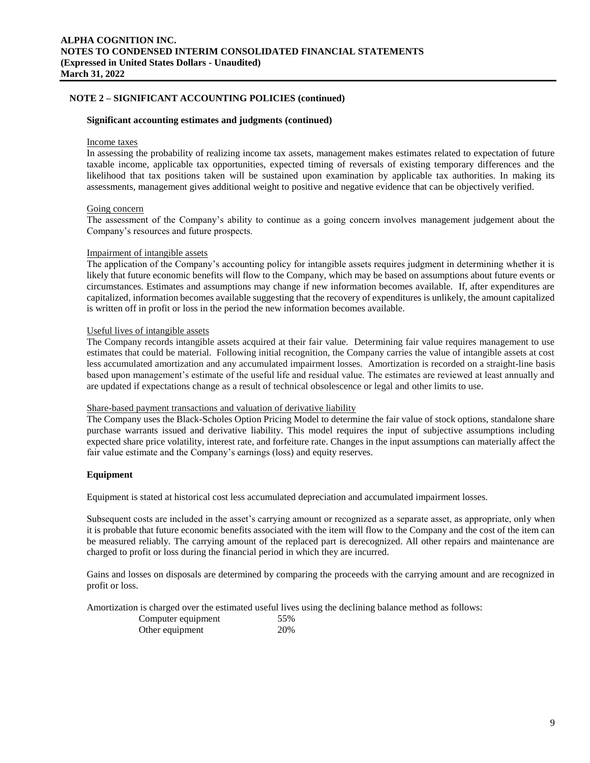## NOTE 2 – SIGNIFICANT ACCOUNTING POLICIES (continued)

### Significant accounting estimates and judgments (continued)

Income taxes

In assessing the probability of realizing income tax assets, management makes estimates related to expectation of future taxable income, applicable tax opportunities, expected timing of reversals of existing temporary differences and the likelihood that tax positions taken will be sustained upon examination by applicable tax authorities. In making its assessments, management gives additional weight to positive and negative evidence that can be objectively verified.

Going concern

The assessment of the Company's ability to continue as a going concern involves management judgement about the Company's resources and future prospects.

Impairment of intangible assets

The application of the Company's accounting policy for intangible assets requires judgment in determining whether it is likely that future economic benefits will flow to the Company, which may be based on assumptions about future events or circumstances. Estimates and assumptions may change if new information becomes available. If, after expenditures are capitalized, information becomes available suggesting that the recovery of expenditures is unlikely, the amount capitalized is written off in profit or loss in the period the new information becomes available.

Useful lives of intangible assets

The Company records intangible assets acquired at their fair value. Determining fair value requires management to use estimates that could be material. Following initial recognition, the Company carries the value of intangible assets at cost less accumulated amortization and any accumulated impairment losses. Amortization is recorded on a straight-line basis based upon management's estimate of the useful life and residual value. The estimates are reviewed at least annually and are updated if expectations change as a result of technical obsolescence or legal and other limits to use.

Share-based payment transactions and valuation of derivative liability

The Company uses the Black-Scholes Option Pricing Model to determine the fair value of stock options, standalone share purchase warrants issued and derivative liability. This model requires the input of subjective assumptions including expected share price volatility, interest rate, and forfeiture rate. Changes in the input assumptions can materially affect the fair value estimate and the Company's earnings (loss) and equity reserves.

### Equipment

Equipment is stated at historical cost less accumulated depreciation and accumulated impairment losses.

Subsequent costs are included in the asset's carrying amount or recognized as a separate asset, as appropriate, only when it is probable that future economic benefits associated with the item will flow to the Company and the cost of the item can be measured reliably. The carrying amount of the replaced part is derecognized. All other repairs and maintenance are charged to profit or loss during the financial period in which they are incurred.

Gains and losses on disposals are determined by comparing the proceeds with the carrying amount and are recognized in profit or loss.

Amortization is charged over the estimated useful lives using the declining balance method as follows:

| | |
|---|---|
| Computer equipment | 55% |
| Other equipment | 20% |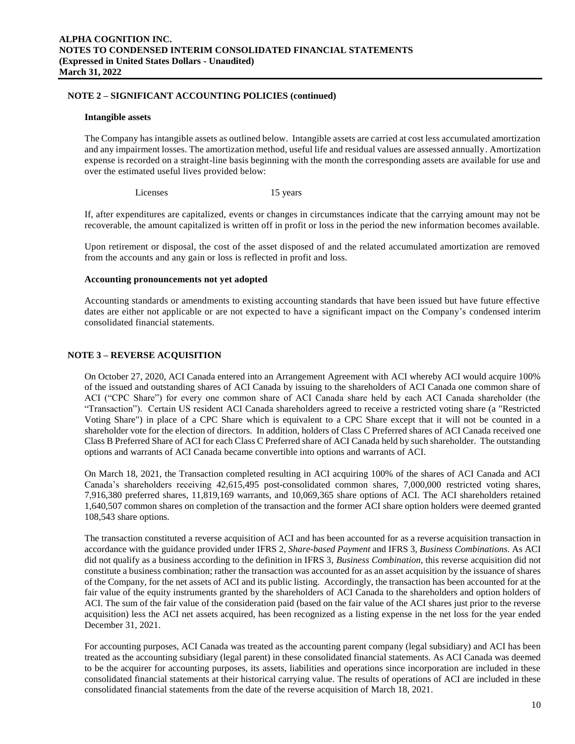## NOTE 2 – SIGNIFICANT ACCOUNTING POLICIES (continued)

### Intangible assets

The Company has intangible assets as outlined below. Intangible assets are carried at cost less accumulated amortization and any impairment losses. The amortization method, useful life and residual values are assessed annually. Amortization expense is recorded on a straight-line basis beginning with the month the corresponding assets are available for use and over the estimated useful lives provided below:

| | |
|---|---|
| Licenses | 15 years |

If, after expenditures are capitalized, events or changes in circumstances indicate that the carrying amount may not be recoverable, the amount capitalized is written off in profit or loss in the period the new information becomes available.

Upon retirement or disposal, the cost of the asset disposed of and the related accumulated amortization are removed from the accounts and any gain or loss is reflected in profit and loss.

### Accounting pronouncements not yet adopted

Accounting standards or amendments to existing accounting standards that have been issued but have future effective dates are either not applicable or are not expected to have a significant impact on the Company's condensed interim consolidated financial statements.

## NOTE 3 – REVERSE ACQUISITION

On October 27, 2020, ACI Canada entered into an Arrangement Agreement with ACI whereby ACI would acquire 100% of the issued and outstanding shares of ACI Canada by issuing to the shareholders of ACI Canada one common share of ACI ("CPC Share") for every one common share of ACI Canada share held by each ACI Canada shareholder (the "Transaction"). Certain US resident ACI Canada shareholders agreed to receive a restricted voting share (a "Restricted Voting Share") in place of a CPC Share which is equivalent to a CPC Share except that it will not be counted in a shareholder vote for the election of directors. In addition, holders of Class C Preferred shares of ACI Canada received one Class B Preferred Share of ACI for each Class C Preferred share of ACI Canada held by such shareholder. The outstanding options and warrants of ACI Canada became convertible into options and warrants of ACI.

On March 18, 2021, the Transaction completed resulting in ACI acquiring 100% of the shares of ACI Canada and ACI Canada's shareholders receiving 42,615,495 post-consolidated common shares, 7,000,000 restricted voting shares, 7,916,380 preferred shares, 11,819,169 warrants, and 10,069,365 share options of ACI. The ACI shareholders retained 1,640,507 common shares on completion of the transaction and the former ACI share option holders were deemed granted 108,543 share options.

The transaction constituted a reverse acquisition of ACI and has been accounted for as a reverse acquisition transaction in accordance with the guidance provided under IFRS 2, *Share-based Payment* and IFRS 3, *Business Combinations*. As ACI did not qualify as a business according to the definition in IFRS 3, *Business Combination*, this reverse acquisition did not constitute a business combination; rather the transaction was accounted for as an asset acquisition by the issuance of shares of the Company, for the net assets of ACI and its public listing. Accordingly, the transaction has been accounted for at the fair value of the equity instruments granted by the shareholders of ACI Canada to the shareholders and option holders of ACI. The sum of the fair value of the consideration paid (based on the fair value of the ACI shares just prior to the reverse acquisition) less the ACI net assets acquired, has been recognized as a listing expense in the net loss for the year ended December 31, 2021.

For accounting purposes, ACI Canada was treated as the accounting parent company (legal subsidiary) and ACI has been treated as the accounting subsidiary (legal parent) in these consolidated financial statements. As ACI Canada was deemed to be the acquirer for accounting purposes, its assets, liabilities and operations since incorporation are included in these consolidated financial statements at their historical carrying value. The results of operations of ACI are included in these consolidated financial statements from the date of the reverse acquisition of March 18, 2021.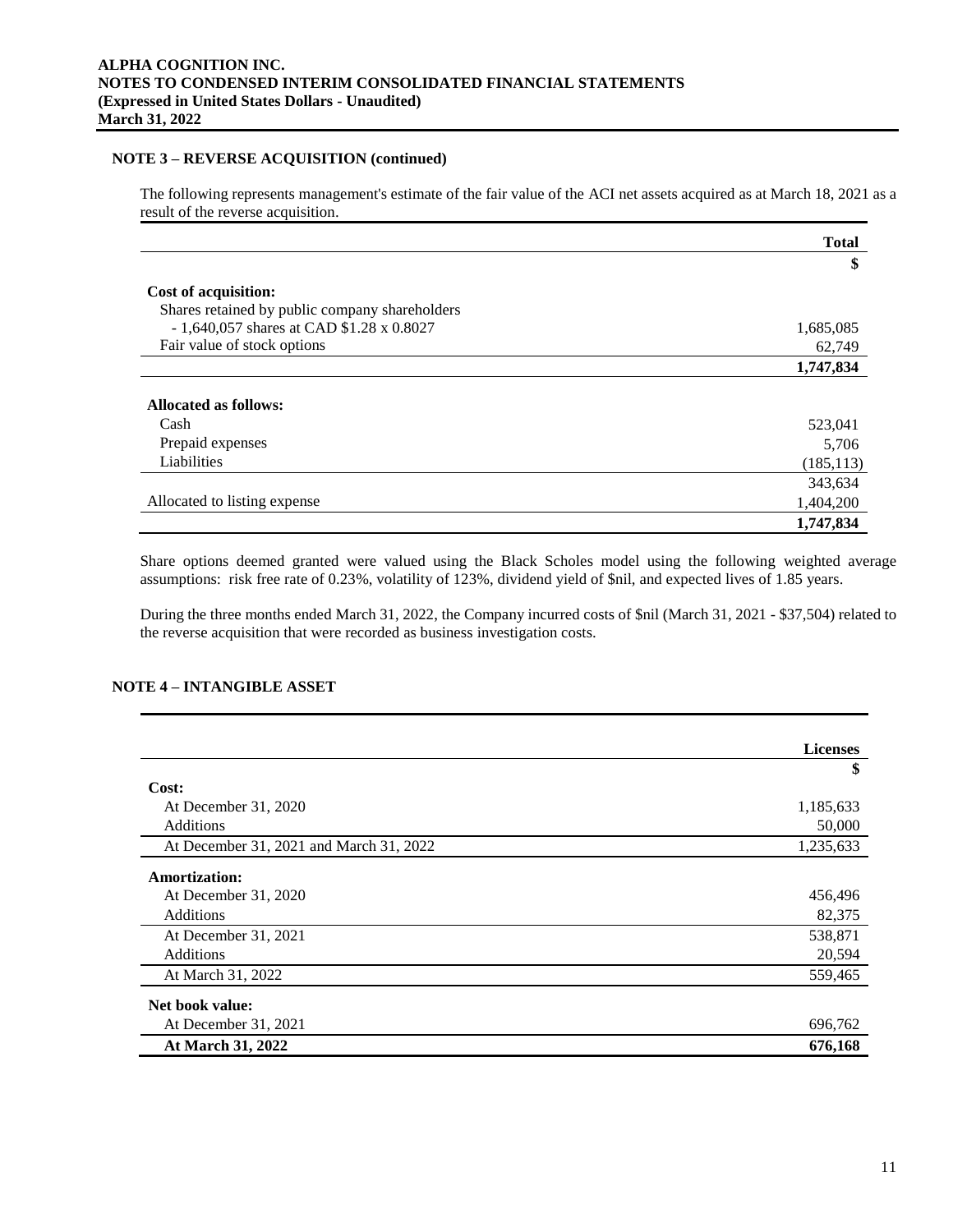## NOTE 3 – REVERSE ACQUISITION (continued)

The following represents management's estimate of the fair value of the ACI net assets acquired as at March 18, 2021 as a result of the reverse acquisition.

| | Total |
|---|---|
| | $ |
| **Cost of acquisition:** | |
| Shares retained by public company shareholders | |
| - 1,640,057 shares at CAD $1.28 x 0.8027 | 1,685,085 |
| Fair value of stock options | 62,749 |
| | **1,747,834** |
| **Allocated as follows:** | |
| Cash | 523,041 |
| Prepaid expenses | 5,706 |
| Liabilities | (185,113) |
| | 343,634 |
| Allocated to listing expense | 1,404,200 |
| | **1,747,834** |

Share options deemed granted were valued using the Black Scholes model using the following weighted average assumptions: risk free rate of 0.23%, volatility of 123%, dividend yield of $nil, and expected lives of 1.85 years.

During the three months ended March 31, 2022, the Company incurred costs of $nil (March 31, 2021 - $37,504) related to the reverse acquisition that were recorded as business investigation costs.

## NOTE 4 – INTANGIBLE ASSET

| | Licenses |
|---|---|
| | $ |
| **Cost:** | |
| At December 31, 2020 | 1,185,633 |
| Additions | 50,000 |
| At December 31, 2021 and March 31, 2022 | 1,235,633 |
| **Amortization:** | |
| At December 31, 2020 | 456,496 |
| Additions | 82,375 |
| At December 31, 2021 | 538,871 |
| Additions | 20,594 |
| At March 31, 2022 | 559,465 |
| **Net book value:** | |
| At December 31, 2021 | 696,762 |
| **At March 31, 2022** | **676,168** |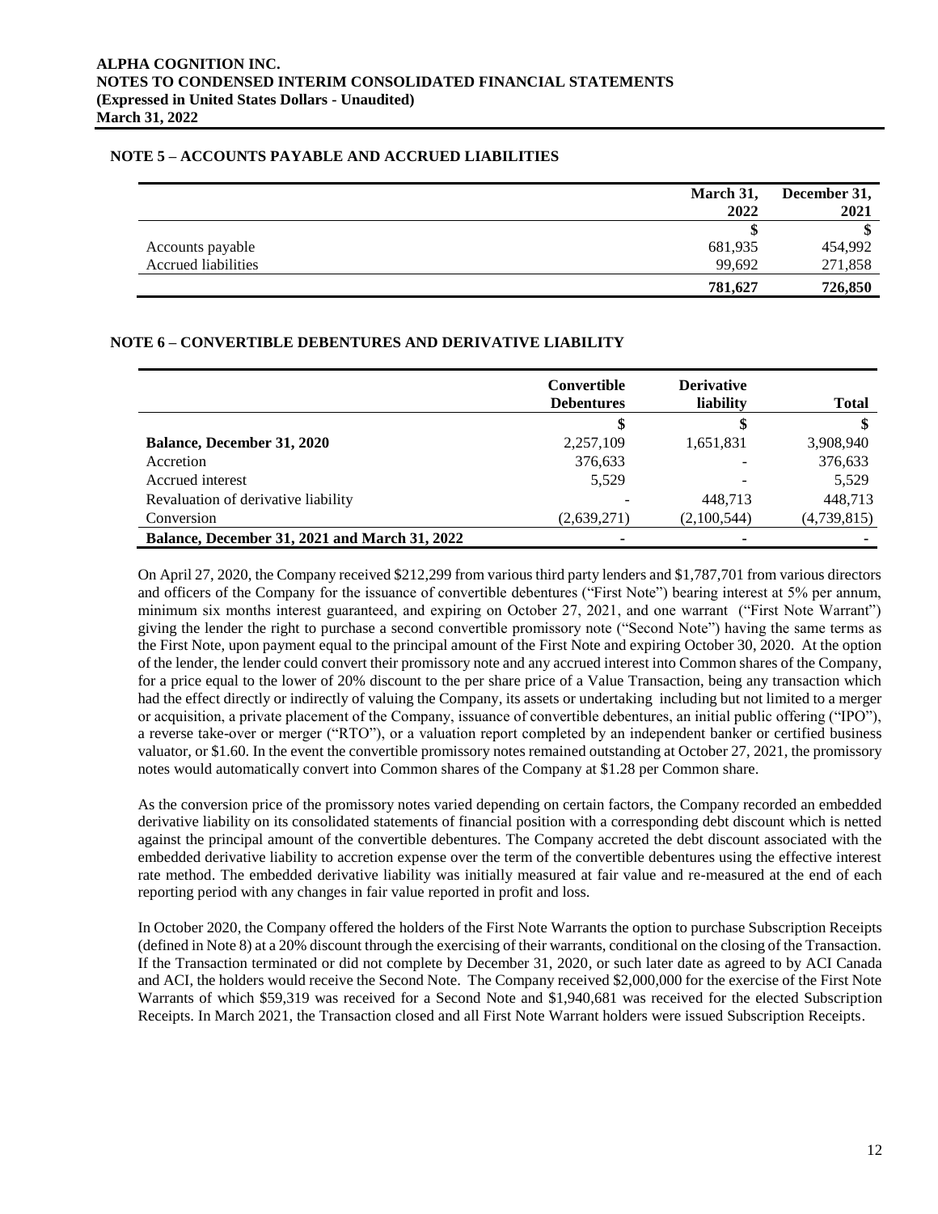## NOTE 5 – ACCOUNTS PAYABLE AND ACCRUED LIABILITIES

| | March 31, 2022 | December 31, 2021 |
|---|---|---|
| | $ | $ |
| Accounts payable | 681,935 | 454,992 |
| Accrued liabilities | 99,692 | 271,858 |
| | **781,627** | **726,850** |

## NOTE 6 – CONVERTIBLE DEBENTURES AND DERIVATIVE LIABILITY

| | Convertible Debentures | Derivative liability | Total |
|---|---|---|---|
| | $ | $ | $ |
| **Balance, December 31, 2020** | 2,257,109 | 1,651,831 | 3,908,940 |
| Accretion | 376,633 | - | 376,633 |
| Accrued interest | 5,529 | - | 5,529 |
| Revaluation of derivative liability | - | 448,713 | 448,713 |
| Conversion | (2,639,271) | (2,100,544) | (4,739,815) |
| **Balance, December 31, 2021 and March 31, 2022** | - | - | - |

On April 27, 2020, the Company received $212,299 from various third party lenders and $1,787,701 from various directors and officers of the Company for the issuance of convertible debentures ("First Note") bearing interest at 5% per annum, minimum six months interest guaranteed, and expiring on October 27, 2021, and one warrant ("First Note Warrant") giving the lender the right to purchase a second convertible promissory note ("Second Note") having the same terms as the First Note, upon payment equal to the principal amount of the First Note and expiring October 30, 2020. At the option of the lender, the lender could convert their promissory note and any accrued interest into Common shares of the Company, for a price equal to the lower of 20% discount to the per share price of a Value Transaction, being any transaction which had the effect directly or indirectly of valuing the Company, its assets or undertaking including but not limited to a merger or acquisition, a private placement of the Company, issuance of convertible debentures, an initial public offering ("IPO"), a reverse take-over or merger ("RTO"), or a valuation report completed by an independent banker or certified business valuator, or $1.60. In the event the convertible promissory notes remained outstanding at October 27, 2021, the promissory notes would automatically convert into Common shares of the Company at $1.28 per Common share.

As the conversion price of the promissory notes varied depending on certain factors, the Company recorded an embedded derivative liability on its consolidated statements of financial position with a corresponding debt discount which is netted against the principal amount of the convertible debentures. The Company accreted the debt discount associated with the embedded derivative liability to accretion expense over the term of the convertible debentures using the effective interest rate method. The embedded derivative liability was initially measured at fair value and re-measured at the end of each reporting period with any changes in fair value reported in profit and loss.

In October 2020, the Company offered the holders of the First Note Warrants the option to purchase Subscription Receipts (defined in Note 8) at a 20% discount through the exercising of their warrants, conditional on the closing of the Transaction. If the Transaction terminated or did not complete by December 31, 2020, or such later date as agreed to by ACI Canada and ACI, the holders would receive the Second Note. The Company received $2,000,000 for the exercise of the First Note Warrants of which $59,319 was received for a Second Note and $1,940,681 was received for the elected Subscription Receipts. In March 2021, the Transaction closed and all First Note Warrant holders were issued Subscription Receipts.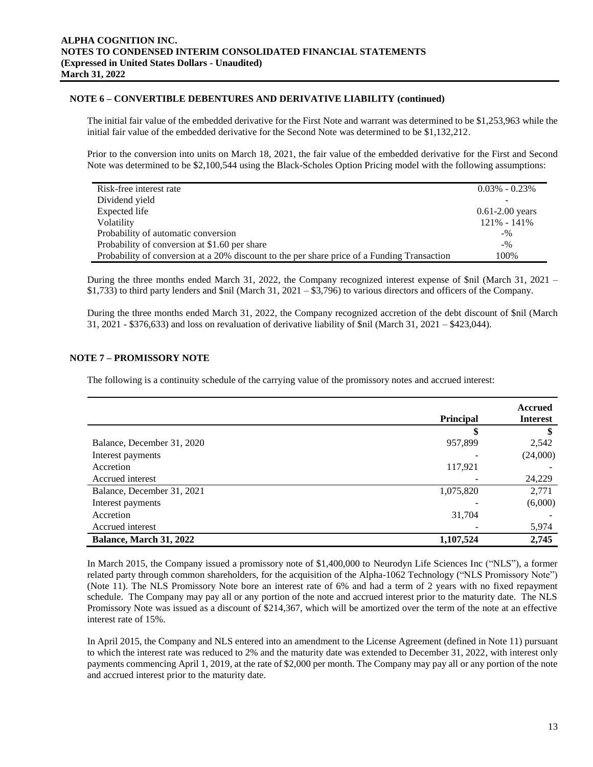### NOTE 6 – CONVERTIBLE DEBENTURES AND DERIVATIVE LIABILITY (continued)

The initial fair value of the embedded derivative for the First Note and warrant was determined to be $1,253,963 while the initial fair value of the embedded derivative for the Second Note was determined to be $1,132,212.

Prior to the conversion into units on March 18, 2021, the fair value of the embedded derivative for the First and Second Note was determined to be $2,100,544 using the Black-Scholes Option Pricing model with the following assumptions:

| | |
|---|---|
| Risk-free interest rate | 0.03% - 0.23% |
| Dividend yield | - |
| Expected life | 0.61-2.00 years |
| Volatility | 121% - 141% |
| Probability of automatic conversion | -% |
| Probability of conversion at $1.60 per share | -% |
| Probability of conversion at a 20% discount to the per share price of a Funding Transaction | 100% |

During the three months ended March 31, 2022, the Company recognized interest expense of $nil (March 31, 2021 – $1,733) to third party lenders and $nil (March 31, 2021 – $3,796) to various directors and officers of the Company.

During the three months ended March 31, 2022, the Company recognized accretion of the debt discount of $nil (March 31, 2021 - $376,633) and loss on revaluation of derivative liability of $nil (March 31, 2021 – $423,044).

### NOTE 7 – PROMISSORY NOTE

The following is a continuity schedule of the carrying value of the promissory notes and accrued interest:

| | Principal | Accrued Interest |
|---|---|---|
| | $ | $ |
| Balance, December 31, 2020 | 957,899 | 2,542 |
| Interest payments | - | (24,000) |
| Accretion | 117,921 | - |
| Accrued interest | - | 24,229 |
| Balance, December 31, 2021 | 1,075,820 | 2,771 |
| Interest payments | - | (6,000) |
| Accretion | 31,704 | - |
| Accrued interest | - | 5,974 |
| **Balance, March 31, 2022** | **1,107,524** | **2,745** |

In March 2015, the Company issued a promissory note of $1,400,000 to Neurodyn Life Sciences Inc ("NLS"), a former related party through common shareholders, for the acquisition of the Alpha-1062 Technology ("NLS Promissory Note") (Note 11). The NLS Promissory Note bore an interest rate of 6% and had a term of 2 years with no fixed repayment schedule. The Company may pay all or any portion of the note and accrued interest prior to the maturity date. The NLS Promissory Note was issued as a discount of $214,367, which will be amortized over the term of the note at an effective interest rate of 15%.

In April 2015, the Company and NLS entered into an amendment to the License Agreement (defined in Note 11) pursuant to which the interest rate was reduced to 2% and the maturity date was extended to December 31, 2022, with interest only payments commencing April 1, 2019, at the rate of $2,000 per month. The Company may pay all or any portion of the note and accrued interest prior to the maturity date.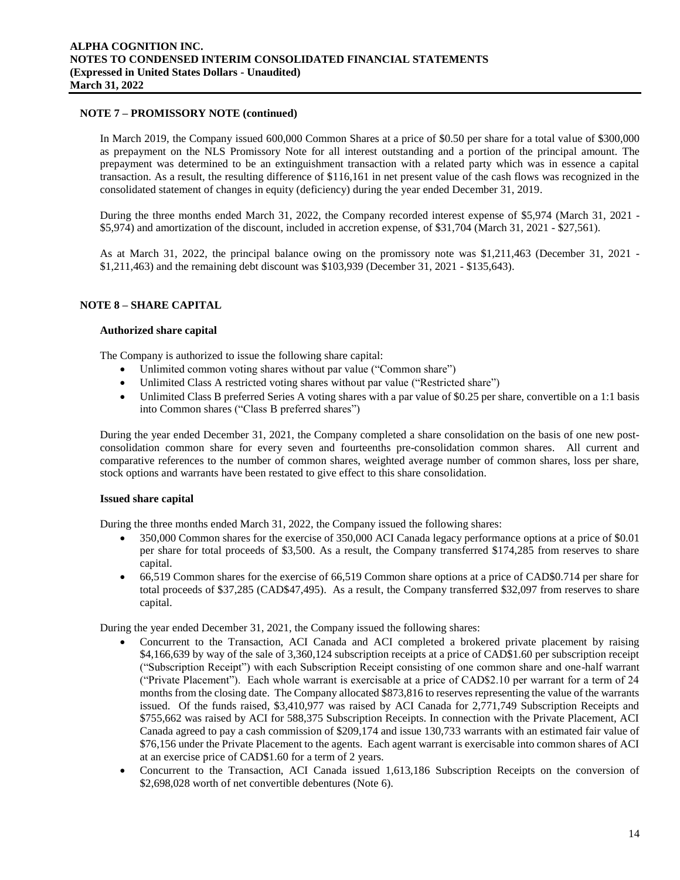## NOTE 7 – PROMISSORY NOTE (continued)

In March 2019, the Company issued 600,000 Common Shares at a price of $0.50 per share for a total value of $300,000 as prepayment on the NLS Promissory Note for all interest outstanding and a portion of the principal amount. The prepayment was determined to be an extinguishment transaction with a related party which was in essence a capital transaction. As a result, the resulting difference of $116,161 in net present value of the cash flows was recognized in the consolidated statement of changes in equity (deficiency) during the year ended December 31, 2019.

During the three months ended March 31, 2022, the Company recorded interest expense of $5,974 (March 31, 2021 - $5,974) and amortization of the discount, included in accretion expense, of $31,704 (March 31, 2021 - $27,561).

As at March 31, 2022, the principal balance owing on the promissory note was $1,211,463 (December 31, 2021 - $1,211,463) and the remaining debt discount was $103,939 (December 31, 2021 - $135,643).

## NOTE 8 – SHARE CAPITAL

### Authorized share capital

The Company is authorized to issue the following share capital:

- Unlimited common voting shares without par value ("Common share")
- Unlimited Class A restricted voting shares without par value ("Restricted share")
- Unlimited Class B preferred Series A voting shares with a par value of $0.25 per share, convertible on a 1:1 basis into Common shares ("Class B preferred shares")

During the year ended December 31, 2021, the Company completed a share consolidation on the basis of one new post-consolidation common share for every seven and fourteenths pre-consolidation common shares. All current and comparative references to the number of common shares, weighted average number of common shares, loss per share, stock options and warrants have been restated to give effect to this share consolidation.

### Issued share capital

During the three months ended March 31, 2022, the Company issued the following shares:

- 350,000 Common shares for the exercise of 350,000 ACI Canada legacy performance options at a price of $0.01 per share for total proceeds of $3,500. As a result, the Company transferred $174,285 from reserves to share capital.
- 66,519 Common shares for the exercise of 66,519 Common share options at a price of CAD$0.714 per share for total proceeds of $37,285 (CAD$47,495). As a result, the Company transferred $32,097 from reserves to share capital.

During the year ended December 31, 2021, the Company issued the following shares:

- Concurrent to the Transaction, ACI Canada and ACI completed a brokered private placement by raising $4,166,639 by way of the sale of 3,360,124 subscription receipts at a price of CAD$1.60 per subscription receipt ("Subscription Receipt") with each Subscription Receipt consisting of one common share and one-half warrant ("Private Placement"). Each whole warrant is exercisable at a price of CAD$2.10 per warrant for a term of 24 months from the closing date. The Company allocated $873,816 to reserves representing the value of the warrants issued. Of the funds raised, $3,410,977 was raised by ACI Canada for 2,771,749 Subscription Receipts and $755,662 was raised by ACI for 588,375 Subscription Receipts. In connection with the Private Placement, ACI Canada agreed to pay a cash commission of $209,174 and issue 130,733 warrants with an estimated fair value of $76,156 under the Private Placement to the agents. Each agent warrant is exercisable into common shares of ACI at an exercise price of CAD$1.60 for a term of 2 years.
- Concurrent to the Transaction, ACI Canada issued 1,613,186 Subscription Receipts on the conversion of $2,698,028 worth of net convertible debentures (Note 6).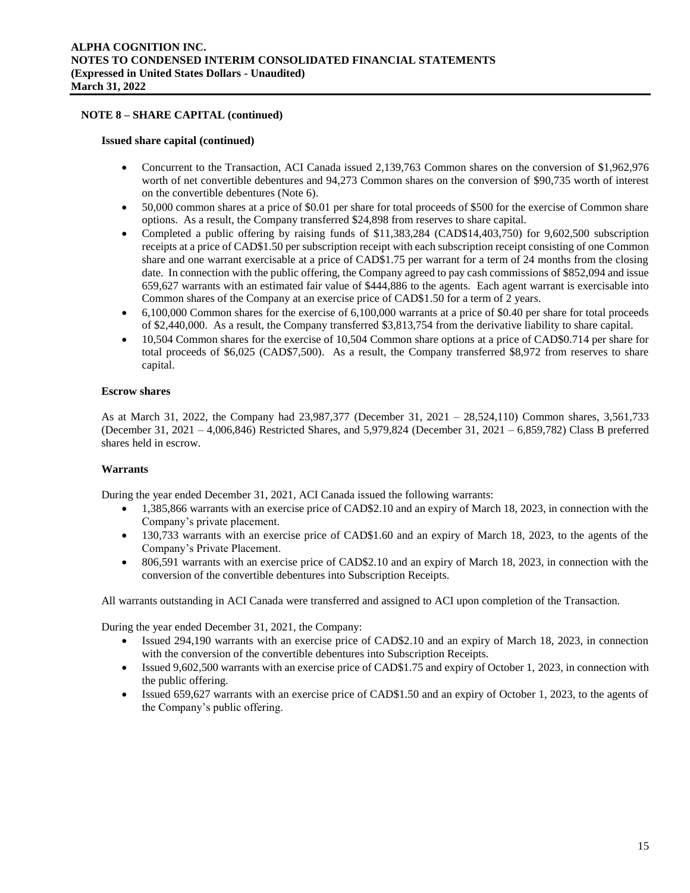## NOTE 8 – SHARE CAPITAL (continued)

### Issued share capital (continued)

- Concurrent to the Transaction, ACI Canada issued 2,139,763 Common shares on the conversion of $1,962,976 worth of net convertible debentures and 94,273 Common shares on the conversion of $90,735 worth of interest on the convertible debentures (Note 6).
- 50,000 common shares at a price of $0.01 per share for total proceeds of $500 for the exercise of Common share options. As a result, the Company transferred $24,898 from reserves to share capital.
- Completed a public offering by raising funds of $11,383,284 (CAD$14,403,750) for 9,602,500 subscription receipts at a price of CAD$1.50 per subscription receipt with each subscription receipt consisting of one Common share and one warrant exercisable at a price of CAD$1.75 per warrant for a term of 24 months from the closing date. In connection with the public offering, the Company agreed to pay cash commissions of $852,094 and issue 659,627 warrants with an estimated fair value of $444,886 to the agents. Each agent warrant is exercisable into Common shares of the Company at an exercise price of CAD$1.50 for a term of 2 years.
- 6,100,000 Common shares for the exercise of 6,100,000 warrants at a price of $0.40 per share for total proceeds of $2,440,000. As a result, the Company transferred $3,813,754 from the derivative liability to share capital.
- 10,504 Common shares for the exercise of 10,504 Common share options at a price of CAD$0.714 per share for total proceeds of $6,025 (CAD$7,500). As a result, the Company transferred $8,972 from reserves to share capital.

### Escrow shares

As at March 31, 2022, the Company had 23,987,377 (December 31, 2021 – 28,524,110) Common shares, 3,561,733 (December 31, 2021 – 4,006,846) Restricted Shares, and 5,979,824 (December 31, 2021 – 6,859,782) Class B preferred shares held in escrow.

### Warrants

During the year ended December 31, 2021, ACI Canada issued the following warrants:

- 1,385,866 warrants with an exercise price of CAD$2.10 and an expiry of March 18, 2023, in connection with the Company's private placement.
- 130,733 warrants with an exercise price of CAD$1.60 and an expiry of March 18, 2023, to the agents of the Company's Private Placement.
- 806,591 warrants with an exercise price of CAD$2.10 and an expiry of March 18, 2023, in connection with the conversion of the convertible debentures into Subscription Receipts.

All warrants outstanding in ACI Canada were transferred and assigned to ACI upon completion of the Transaction.

During the year ended December 31, 2021, the Company:

- Issued 294,190 warrants with an exercise price of CAD$2.10 and an expiry of March 18, 2023, in connection with the conversion of the convertible debentures into Subscription Receipts.
- Issued 9,602,500 warrants with an exercise price of CAD$1.75 and expiry of October 1, 2023, in connection with the public offering.
- Issued 659,627 warrants with an exercise price of CAD$1.50 and an expiry of October 1, 2023, to the agents of the Company's public offering.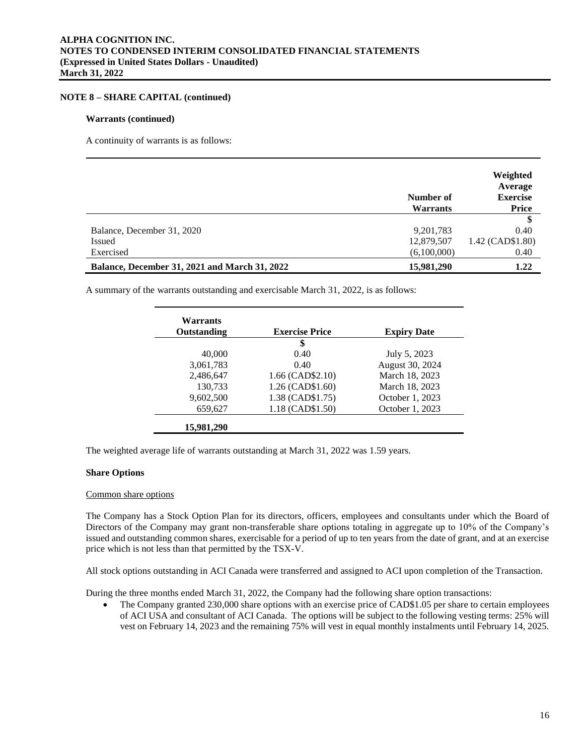## NOTE 8 – SHARE CAPITAL (continued)

### Warrants (continued)

A continuity of warrants is as follows:

| | Number of Warrants | Weighted Average Exercise Price |
|---|---|---|
| | | $ |
| Balance, December 31, 2020 | 9,201,783 | 0.40 |
| Issued | 12,879,507 | 1.42 (CAD$1.80) |
| Exercised | (6,100,000) | 0.40 |
| **Balance, December 31, 2021 and March 31, 2022** | **15,981,290** | **1.22** |

A summary of the warrants outstanding and exercisable March 31, 2022, is as follows:

| Warrants Outstanding | Exercise Price | Expiry Date |
|---|---|---|
| | $ | |
| 40,000 | 0.40 | July 5, 2023 |
| 3,061,783 | 0.40 | August 30, 2024 |
| 2,486,647 | 1.66 (CAD$2.10) | March 18, 2023 |
| 130,733 | 1.26 (CAD$1.60) | March 18, 2023 |
| 9,602,500 | 1.38 (CAD$1.75) | October 1, 2023 |
| 659,627 | 1.18 (CAD$1.50) | October 1, 2023 |
| **15,981,290** | | |

The weighted average life of warrants outstanding at March 31, 2022 was 1.59 years.

### Share Options

Common share options

The Company has a Stock Option Plan for its directors, officers, employees and consultants under which the Board of Directors of the Company may grant non-transferable share options totaling in aggregate up to 10% of the Company's issued and outstanding common shares, exercisable for a period of up to ten years from the date of grant, and at an exercise price which is not less than that permitted by the TSX-V.

All stock options outstanding in ACI Canada were transferred and assigned to ACI upon completion of the Transaction.

During the three months ended March 31, 2022, the Company had the following share option transactions:

- The Company granted 230,000 share options with an exercise price of CAD$1.05 per share to certain employees of ACI USA and consultant of ACI Canada. The options will be subject to the following vesting terms: 25% will vest on February 14, 2023 and the remaining 75% will vest in equal monthly instalments until February 14, 2025.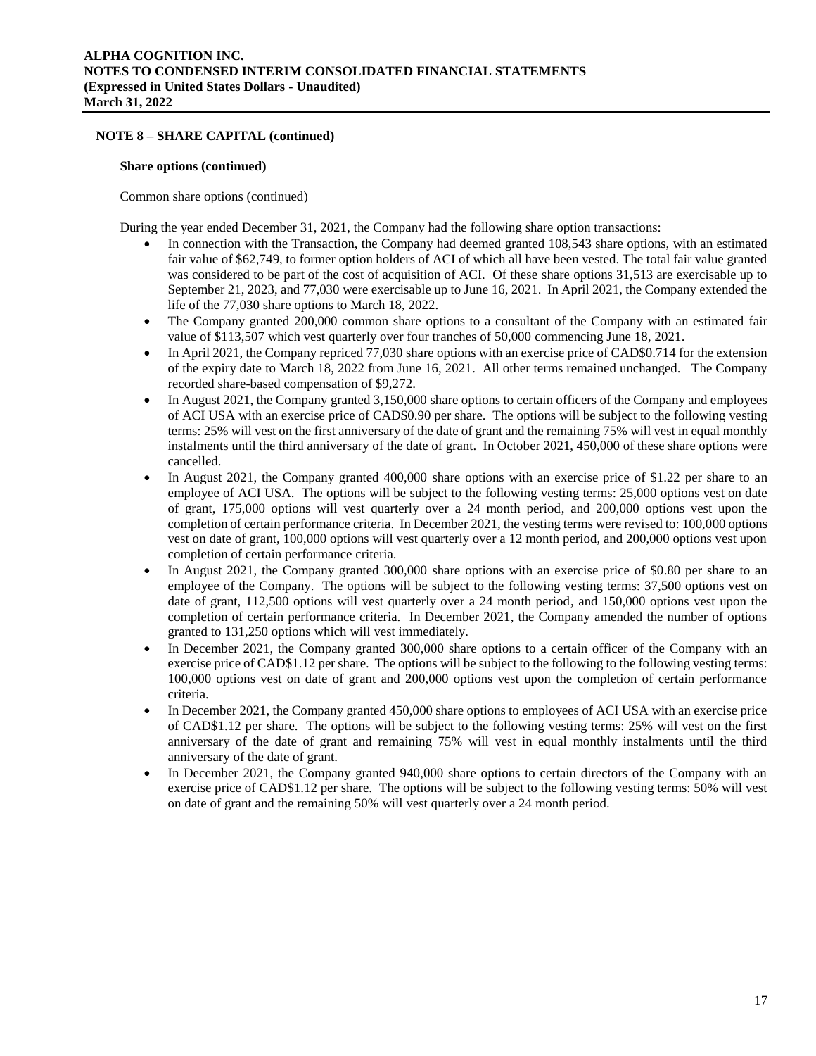## NOTE 8 – SHARE CAPITAL (continued)

### Share options (continued)

Common share options (continued)

During the year ended December 31, 2021, the Company had the following share option transactions:

- In connection with the Transaction, the Company had deemed granted 108,543 share options, with an estimated fair value of $62,749, to former option holders of ACI of which all have been vested. The total fair value granted was considered to be part of the cost of acquisition of ACI. Of these share options 31,513 are exercisable up to September 21, 2023, and 77,030 were exercisable up to June 16, 2021. In April 2021, the Company extended the life of the 77,030 share options to March 18, 2022.
- The Company granted 200,000 common share options to a consultant of the Company with an estimated fair value of $113,507 which vest quarterly over four tranches of 50,000 commencing June 18, 2021.
- In April 2021, the Company repriced 77,030 share options with an exercise price of CAD$0.714 for the extension of the expiry date to March 18, 2022 from June 16, 2021. All other terms remained unchanged. The Company recorded share-based compensation of $9,272.
- In August 2021, the Company granted 3,150,000 share options to certain officers of the Company and employees of ACI USA with an exercise price of CAD$0.90 per share. The options will be subject to the following vesting terms: 25% will vest on the first anniversary of the date of grant and the remaining 75% will vest in equal monthly instalments until the third anniversary of the date of grant. In October 2021, 450,000 of these share options were cancelled.
- In August 2021, the Company granted 400,000 share options with an exercise price of $1.22 per share to an employee of ACI USA. The options will be subject to the following vesting terms: 25,000 options vest on date of grant, 175,000 options will vest quarterly over a 24 month period, and 200,000 options vest upon the completion of certain performance criteria. In December 2021, the vesting terms were revised to: 100,000 options vest on date of grant, 100,000 options will vest quarterly over a 12 month period, and 200,000 options vest upon completion of certain performance criteria.
- In August 2021, the Company granted 300,000 share options with an exercise price of $0.80 per share to an employee of the Company. The options will be subject to the following vesting terms: 37,500 options vest on date of grant, 112,500 options will vest quarterly over a 24 month period, and 150,000 options vest upon the completion of certain performance criteria. In December 2021, the Company amended the number of options granted to 131,250 options which will vest immediately.
- In December 2021, the Company granted 300,000 share options to a certain officer of the Company with an exercise price of CAD$1.12 per share. The options will be subject to the following to the following vesting terms: 100,000 options vest on date of grant and 200,000 options vest upon the completion of certain performance criteria.
- In December 2021, the Company granted 450,000 share options to employees of ACI USA with an exercise price of CAD$1.12 per share. The options will be subject to the following vesting terms: 25% will vest on the first anniversary of the date of grant and remaining 75% will vest in equal monthly instalments until the third anniversary of the date of grant.
- In December 2021, the Company granted 940,000 share options to certain directors of the Company with an exercise price of CAD$1.12 per share. The options will be subject to the following vesting terms: 50% will vest on date of grant and the remaining 50% will vest quarterly over a 24 month period.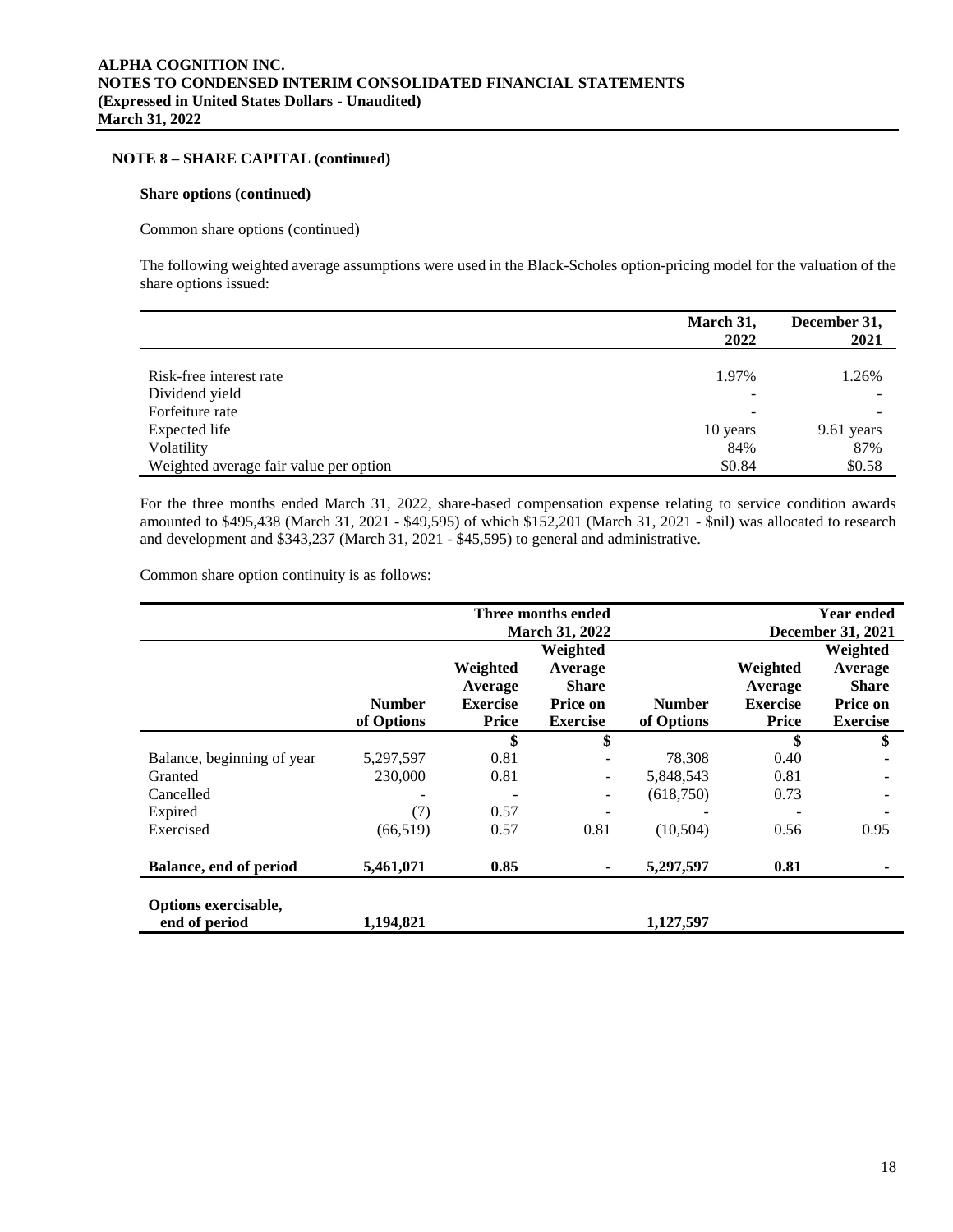## NOTE 8 – SHARE CAPITAL (continued)

### Share options (continued)

Common share options (continued)

The following weighted average assumptions were used in the Black-Scholes option-pricing model for the valuation of the share options issued:

| | March 31, 2022 | December 31, 2021 |
|---|---|---|
| Risk-free interest rate | 1.97% | 1.26% |
| Dividend yield | - | - |
| Forfeiture rate | - | - |
| Expected life | 10 years | 9.61 years |
| Volatility | 84% | 87% |
| Weighted average fair value per option | $0.84 | $0.58 |

For the three months ended March 31, 2022, share-based compensation expense relating to service condition awards amounted to $495,438 (March 31, 2021 - $49,595) of which $152,201 (March 31, 2021 - $nil) was allocated to research and development and $343,237 (March 31, 2021 - $45,595) to general and administrative.

Common share option continuity is as follows:

| | Three months ended March 31, 2022 | | | Year ended December 31, 2021 | | |
|---|---|---|---|---|---|---|
| | Number of Options | Weighted Average Exercise Price | Weighted Average Share Price on Exercise | Number of Options | Weighted Average Exercise Price | Weighted Average Share Price on Exercise |
| | | $ | $ | | $ | $ |
| Balance, beginning of year | 5,297,597 | 0.81 | - | 78,308 | 0.40 | - |
| Granted | 230,000 | 0.81 | - | 5,848,543 | 0.81 | - |
| Cancelled | - | - | - | (618,750) | 0.73 | - |
| Expired | (7) | 0.57 | - | - | - | - |
| Exercised | (66,519) | 0.57 | 0.81 | (10,504) | 0.56 | 0.95 |
| **Balance, end of period** | **5,461,071** | **0.85** | **-** | **5,297,597** | **0.81** | **-** |
| **Options exercisable, end of period** | **1,194,821** | | | **1,127,597** | | |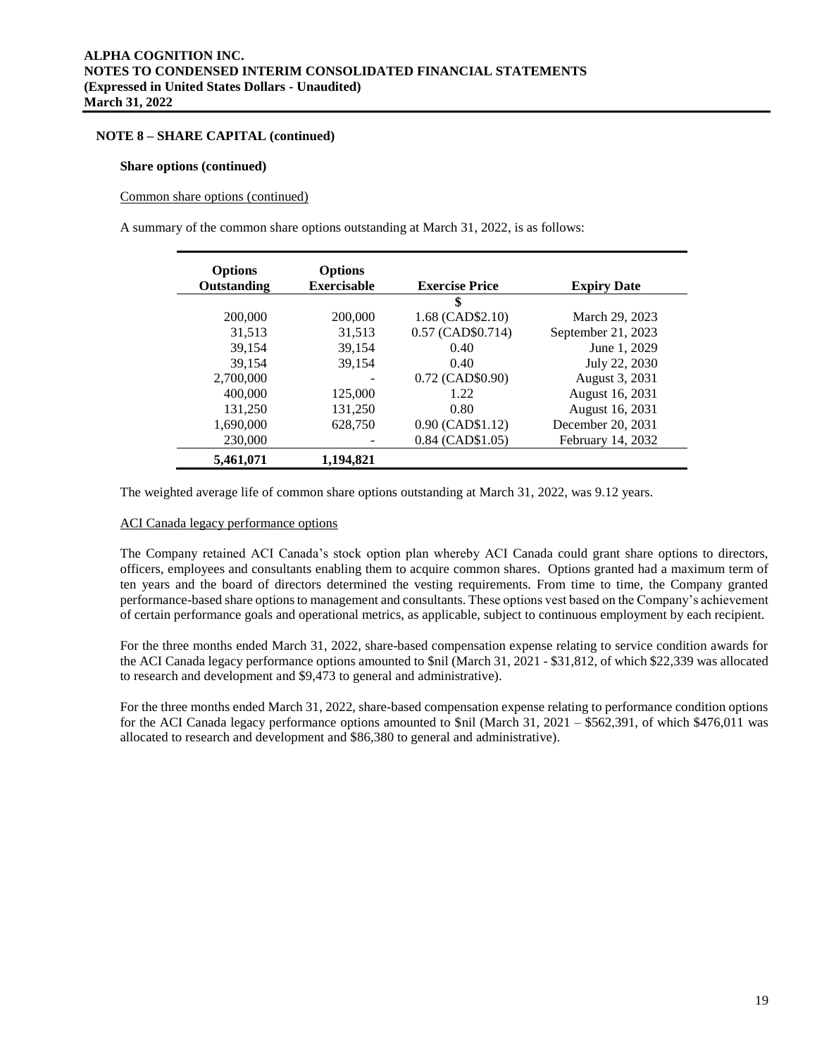## NOTE 8 – SHARE CAPITAL (continued)

**Share options (continued)**

Common share options (continued)

A summary of the common share options outstanding at March 31, 2022, is as follows:

| Options Outstanding | Options Exercisable | Exercise Price | Expiry Date |
|---|---|---|---|
| | | $ | |
| 200,000 | 200,000 | 1.68 (CAD$2.10) | March 29, 2023 |
| 31,513 | 31,513 | 0.57 (CAD$0.714) | September 21, 2023 |
| 39,154 | 39,154 | 0.40 | June 1, 2029 |
| 39,154 | 39,154 | 0.40 | July 22, 2030 |
| 2,700,000 | - | 0.72 (CAD$0.90) | August 3, 2031 |
| 400,000 | 125,000 | 1.22 | August 16, 2031 |
| 131,250 | 131,250 | 0.80 | August 16, 2031 |
| 1,690,000 | 628,750 | 0.90 (CAD$1.12) | December 20, 2031 |
| 230,000 | - | 0.84 (CAD$1.05) | February 14, 2032 |
| **5,461,071** | **1,194,821** | | |

The weighted average life of common share options outstanding at March 31, 2022, was 9.12 years.

ACI Canada legacy performance options

The Company retained ACI Canada's stock option plan whereby ACI Canada could grant share options to directors, officers, employees and consultants enabling them to acquire common shares. Options granted had a maximum term of ten years and the board of directors determined the vesting requirements. From time to time, the Company granted performance-based share options to management and consultants. These options vest based on the Company's achievement of certain performance goals and operational metrics, as applicable, subject to continuous employment by each recipient.

For the three months ended March 31, 2022, share-based compensation expense relating to service condition awards for the ACI Canada legacy performance options amounted to $nil (March 31, 2021 - $31,812, of which $22,339 was allocated to research and development and $9,473 to general and administrative).

For the three months ended March 31, 2022, share-based compensation expense relating to performance condition options for the ACI Canada legacy performance options amounted to $nil (March 31, 2021 – $562,391, of which $476,011 was allocated to research and development and $86,380 to general and administrative).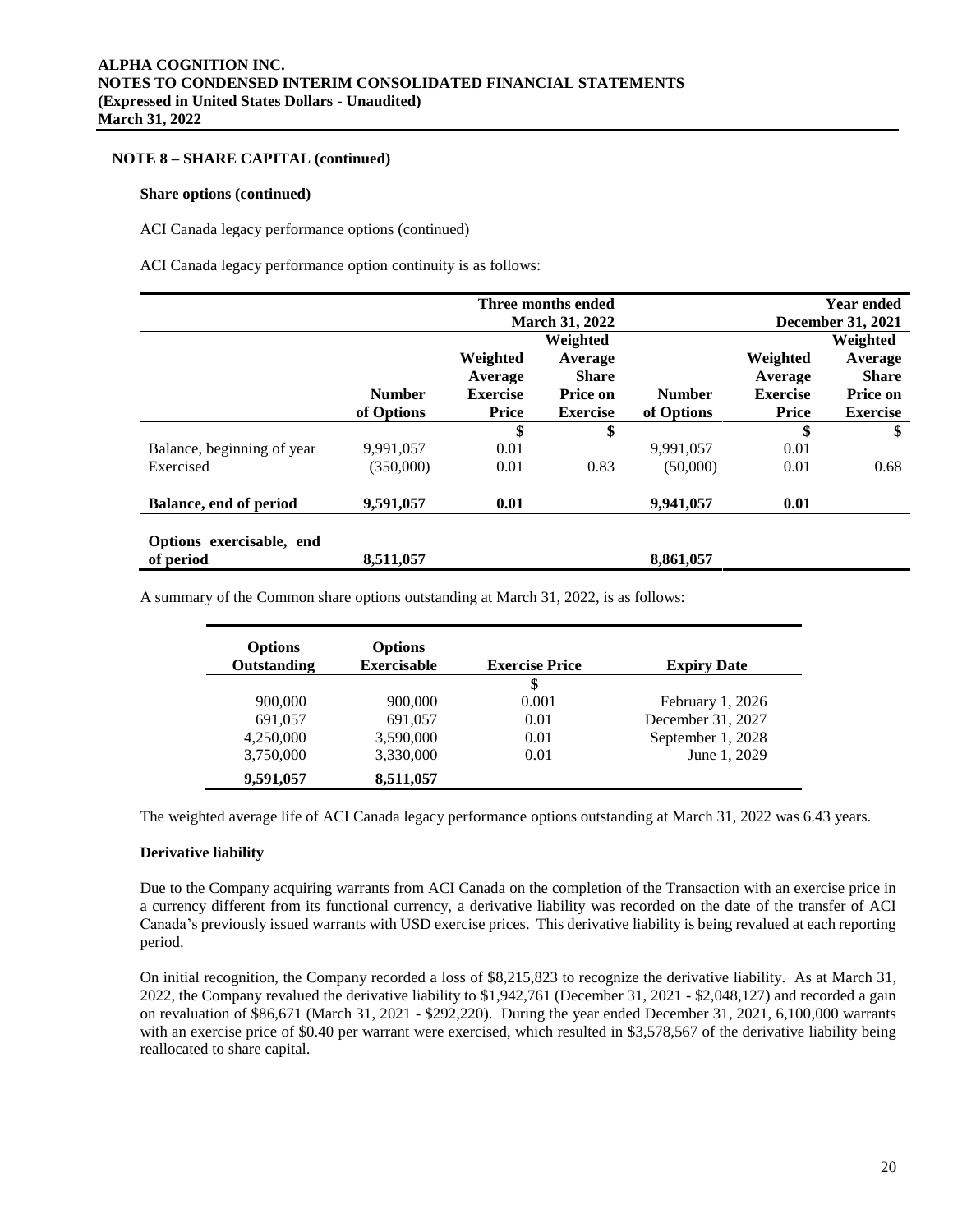## NOTE 8 – SHARE CAPITAL (continued)

**Share options (continued)**

ACI Canada legacy performance options (continued)

ACI Canada legacy performance option continuity is as follows:

| | Three months ended March 31, 2022 | | | Year ended December 31, 2021 | | |
|---|---|---|---|---|---|---|
| | Number of Options | Weighted Average Exercise Price | Weighted Average Share Price on Exercise | Number of Options | Weighted Average Exercise Price | Weighted Average Share Price on Exercise |
| | | $ | $ | | $ | $ |
| Balance, beginning of year | 9,991,057 | 0.01 | | 9,991,057 | 0.01 | |
| Exercised | (350,000) | 0.01 | 0.83 | (50,000) | 0.01 | 0.68 |
| **Balance, end of period** | **9,591,057** | **0.01** | | **9,941,057** | **0.01** | |
| **Options exercisable, end of period** | **8,511,057** | | | **8,861,057** | | |

A summary of the Common share options outstanding at March 31, 2022, is as follows:

| Options Outstanding | Options Exercisable | Exercise Price | Expiry Date |
|---|---|---|---|
| | | $ | |
| 900,000 | 900,000 | 0.001 | February 1, 2026 |
| 691,057 | 691,057 | 0.01 | December 31, 2027 |
| 4,250,000 | 3,590,000 | 0.01 | September 1, 2028 |
| 3,750,000 | 3,330,000 | 0.01 | June 1, 2029 |
| **9,591,057** | **8,511,057** | | |

The weighted average life of ACI Canada legacy performance options outstanding at March 31, 2022 was 6.43 years.

**Derivative liability**

Due to the Company acquiring warrants from ACI Canada on the completion of the Transaction with an exercise price in a currency different from its functional currency, a derivative liability was recorded on the date of the transfer of ACI Canada's previously issued warrants with USD exercise prices. This derivative liability is being revalued at each reporting period.

On initial recognition, the Company recorded a loss of $8,215,823 to recognize the derivative liability. As at March 31, 2022, the Company revalued the derivative liability to $1,942,761 (December 31, 2021 - $2,048,127) and recorded a gain on revaluation of $86,671 (March 31, 2021 - $292,220). During the year ended December 31, 2021, 6,100,000 warrants with an exercise price of $0.40 per warrant were exercised, which resulted in $3,578,567 of the derivative liability being reallocated to share capital.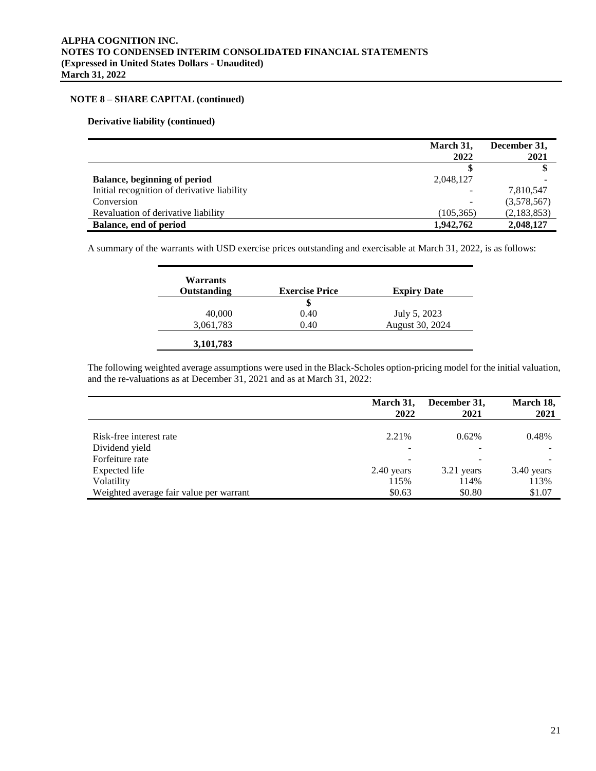## NOTE 8 – SHARE CAPITAL (continued)

### Derivative liability (continued)

| | March 31, 2022 | December 31, 2021 |
|---|---|---|
| | $ | $ |
| **Balance, beginning of period** | 2,048,127 | - |
| Initial recognition of derivative liability | - | 7,810,547 |
| Conversion | - | (3,578,567) |
| Revaluation of derivative liability | (105,365) | (2,183,853) |
| **Balance, end of period** | **1,942,762** | **2,048,127** |

A summary of the warrants with USD exercise prices outstanding and exercisable at March 31, 2022, is as follows:

| Warrants Outstanding | Exercise Price | Expiry Date |
|---|---|---|
| | $ | |
| 40,000 | 0.40 | July 5, 2023 |
| 3,061,783 | 0.40 | August 30, 2024 |
| **3,101,783** | | |

The following weighted average assumptions were used in the Black-Scholes option-pricing model for the initial valuation, and the re-valuations as at December 31, 2021 and as at March 31, 2022:

| | March 31, 2022 | December 31, 2021 | March 18, 2021 |
|---|---|---|---|
| Risk-free interest rate | 2.21% | 0.62% | 0.48% |
| Dividend yield | - | - | - |
| Forfeiture rate | - | - | - |
| Expected life | 2.40 years | 3.21 years | 3.40 years |
| Volatility | 115% | 114% | 113% |
| Weighted average fair value per warrant | $0.63 | $0.80 | $1.07 |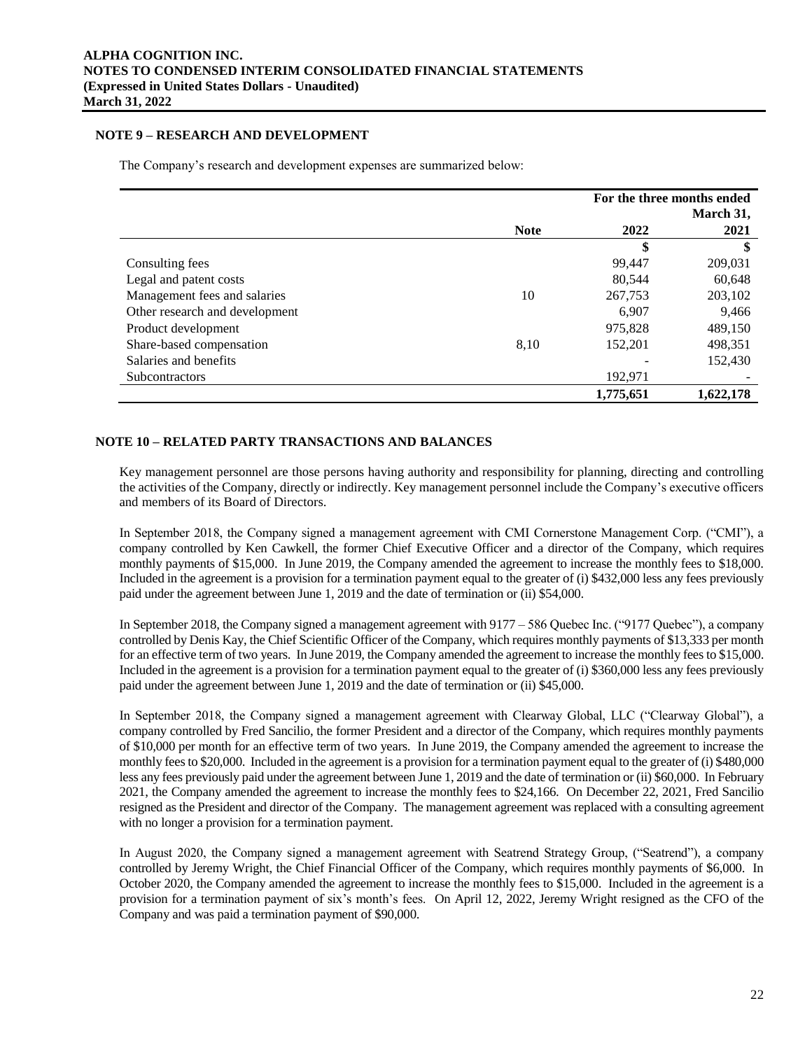## NOTE 9 – RESEARCH AND DEVELOPMENT

The Company's research and development expenses are summarized below:

| | | For the three months ended March 31, | |
|---|---|---|---|
| | **Note** | **2022** | **2021** |
| | | **$** | **$** |
| Consulting fees | | 99,447 | 209,031 |
| Legal and patent costs | | 80,544 | 60,648 |
| Management fees and salaries | 10 | 267,753 | 203,102 |
| Other research and development | | 6,907 | 9,466 |
| Product development | | 975,828 | 489,150 |
| Share-based compensation | 8,10 | 152,201 | 498,351 |
| Salaries and benefits | | - | 152,430 |
| Subcontractors | | 192,971 | - |
| | | **1,775,651** | **1,622,178** |

## NOTE 10 – RELATED PARTY TRANSACTIONS AND BALANCES

Key management personnel are those persons having authority and responsibility for planning, directing and controlling the activities of the Company, directly or indirectly. Key management personnel include the Company's executive officers and members of its Board of Directors.

In September 2018, the Company signed a management agreement with CMI Cornerstone Management Corp. ("CMI"), a company controlled by Ken Cawkell, the former Chief Executive Officer and a director of the Company, which requires monthly payments of $15,000. In June 2019, the Company amended the agreement to increase the monthly fees to $18,000. Included in the agreement is a provision for a termination payment equal to the greater of (i) $432,000 less any fees previously paid under the agreement between June 1, 2019 and the date of termination or (ii) $54,000.

In September 2018, the Company signed a management agreement with 9177 – 586 Quebec Inc. ("9177 Quebec"), a company controlled by Denis Kay, the Chief Scientific Officer of the Company, which requires monthly payments of $13,333 per month for an effective term of two years. In June 2019, the Company amended the agreement to increase the monthly fees to $15,000. Included in the agreement is a provision for a termination payment equal to the greater of (i) $360,000 less any fees previously paid under the agreement between June 1, 2019 and the date of termination or (ii) $45,000.

In September 2018, the Company signed a management agreement with Clearway Global, LLC ("Clearway Global"), a company controlled by Fred Sancilio, the former President and a director of the Company, which requires monthly payments of $10,000 per month for an effective term of two years. In June 2019, the Company amended the agreement to increase the monthly fees to $20,000. Included in the agreement is a provision for a termination payment equal to the greater of (i) $480,000 less any fees previously paid under the agreement between June 1, 2019 and the date of termination or (ii) $60,000. In February 2021, the Company amended the agreement to increase the monthly fees to $24,166. On December 22, 2021, Fred Sancilio resigned as the President and director of the Company. The management agreement was replaced with a consulting agreement with no longer a provision for a termination payment.

In August 2020, the Company signed a management agreement with Seatrend Strategy Group, ("Seatrend"), a company controlled by Jeremy Wright, the Chief Financial Officer of the Company, which requires monthly payments of $6,000. In October 2020, the Company amended the agreement to increase the monthly fees to $15,000. Included in the agreement is a provision for a termination payment of six's month's fees. On April 12, 2022, Jeremy Wright resigned as the CFO of the Company and was paid a termination payment of $90,000.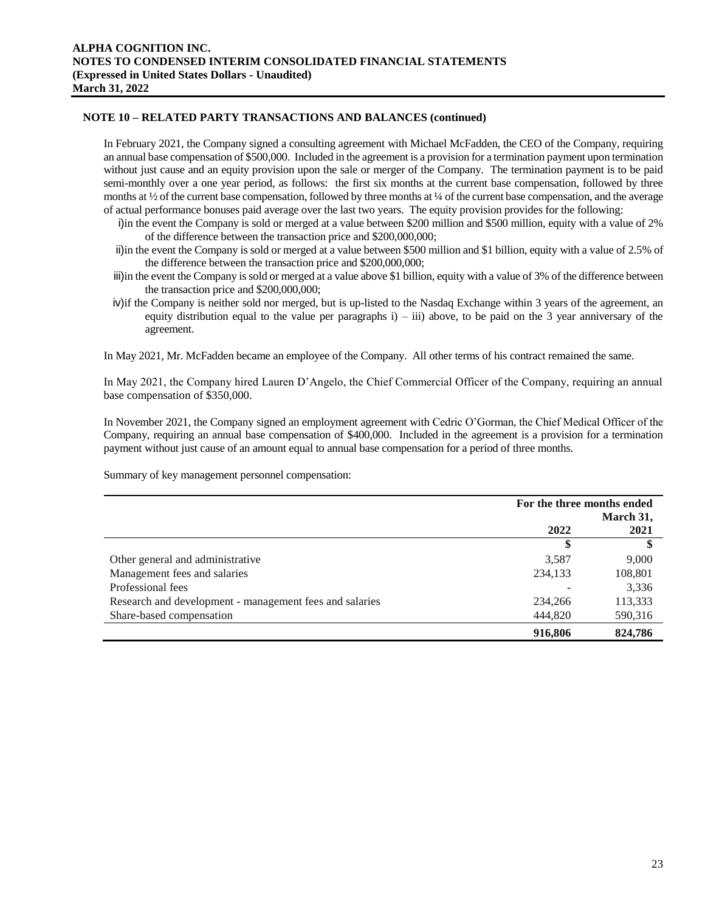## NOTE 10 – RELATED PARTY TRANSACTIONS AND BALANCES (continued)

In February 2021, the Company signed a consulting agreement with Michael McFadden, the CEO of the Company, requiring an annual base compensation of $500,000. Included in the agreement is a provision for a termination payment upon termination without just cause and an equity provision upon the sale or merger of the Company. The termination payment is to be paid semi-monthly over a one year period, as follows: the first six months at the current base compensation, followed by three months at ½ of the current base compensation, followed by three months at ¼ of the current base compensation, and the average of actual performance bonuses paid average over the last two years. The equity provision provides for the following:

i) in the event the Company is sold or merged at a value between $200 million and $500 million, equity with a value of 2% of the difference between the transaction price and $200,000,000;

ii) in the event the Company is sold or merged at a value between $500 million and $1 billion, equity with a value of 2.5% of the difference between the transaction price and $200,000,000;

iii) in the event the Company is sold or merged at a value above $1 billion, equity with a value of 3% of the difference between the transaction price and $200,000,000;

iv) if the Company is neither sold nor merged, but is up-listed to the Nasdaq Exchange within 3 years of the agreement, an equity distribution equal to the value per paragraphs i) – iii) above, to be paid on the 3 year anniversary of the agreement.

In May 2021, Mr. McFadden became an employee of the Company. All other terms of his contract remained the same.

In May 2021, the Company hired Lauren D'Angelo, the Chief Commercial Officer of the Company, requiring an annual base compensation of $350,000.

In November 2021, the Company signed an employment agreement with Cedric O'Gorman, the Chief Medical Officer of the Company, requiring an annual base compensation of $400,000. Included in the agreement is a provision for a termination payment without just cause of an amount equal to annual base compensation for a period of three months.

Summary of key management personnel compensation:

| | For the three months ended March 31, | |
|---|---|---|
| | 2022 | 2021 |
| | $ | $ |
| Other general and administrative | 3,587 | 9,000 |
| Management fees and salaries | 234,133 | 108,801 |
| Professional fees | - | 3,336 |
| Research and development - management fees and salaries | 234,266 | 113,333 |
| Share-based compensation | 444,820 | 590,316 |
| | **916,806** | **824,786** |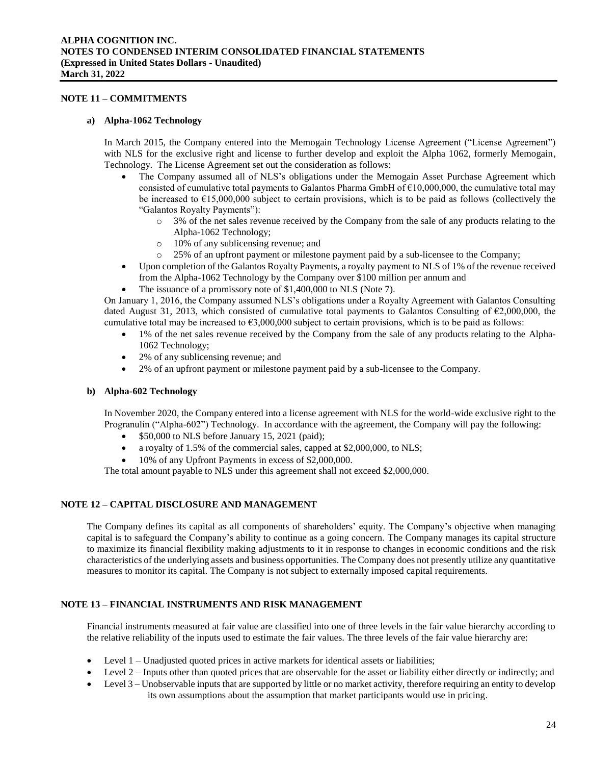## NOTE 11 – COMMITMENTS

### a) Alpha-1062 Technology

In March 2015, the Company entered into the Memogain Technology License Agreement ("License Agreement") with NLS for the exclusive right and license to further develop and exploit the Alpha 1062, formerly Memogain, Technology. The License Agreement set out the consideration as follows:

- The Company assumed all of NLS's obligations under the Memogain Asset Purchase Agreement which consisted of cumulative total payments to Galantos Pharma GmbH of €10,000,000, the cumulative total may be increased to €15,000,000 subject to certain provisions, which is to be paid as follows (collectively the "Galantos Royalty Payments"):
  - 3% of the net sales revenue received by the Company from the sale of any products relating to the Alpha-1062 Technology;
  - 10% of any sublicensing revenue; and
  - 25% of an upfront payment or milestone payment paid by a sub-licensee to the Company;
- Upon completion of the Galantos Royalty Payments, a royalty payment to NLS of 1% of the revenue received from the Alpha-1062 Technology by the Company over $100 million per annum and
- The issuance of a promissory note of $1,400,000 to NLS (Note 7).

On January 1, 2016, the Company assumed NLS's obligations under a Royalty Agreement with Galantos Consulting dated August 31, 2013, which consisted of cumulative total payments to Galantos Consulting of €2,000,000, the cumulative total may be increased to €3,000,000 subject to certain provisions, which is to be paid as follows:

- 1% of the net sales revenue received by the Company from the sale of any products relating to the Alpha-1062 Technology;
- 2% of any sublicensing revenue; and
- 2% of an upfront payment or milestone payment paid by a sub-licensee to the Company.

### b) Alpha-602 Technology

In November 2020, the Company entered into a license agreement with NLS for the world-wide exclusive right to the Progranulin ("Alpha-602") Technology. In accordance with the agreement, the Company will pay the following:

- $50,000 to NLS before January 15, 2021 (paid);
- a royalty of 1.5% of the commercial sales, capped at $2,000,000, to NLS;
- 10% of any Upfront Payments in excess of $2,000,000.

The total amount payable to NLS under this agreement shall not exceed $2,000,000.

## NOTE 12 – CAPITAL DISCLOSURE AND MANAGEMENT

The Company defines its capital as all components of shareholders' equity. The Company's objective when managing capital is to safeguard the Company's ability to continue as a going concern. The Company manages its capital structure to maximize its financial flexibility making adjustments to it in response to changes in economic conditions and the risk characteristics of the underlying assets and business opportunities. The Company does not presently utilize any quantitative measures to monitor its capital. The Company is not subject to externally imposed capital requirements.

## NOTE 13 – FINANCIAL INSTRUMENTS AND RISK MANAGEMENT

Financial instruments measured at fair value are classified into one of three levels in the fair value hierarchy according to the relative reliability of the inputs used to estimate the fair values. The three levels of the fair value hierarchy are:

- Level 1 – Unadjusted quoted prices in active markets for identical assets or liabilities;
- Level 2 – Inputs other than quoted prices that are observable for the asset or liability either directly or indirectly; and
- Level 3 – Unobservable inputs that are supported by little or no market activity, therefore requiring an entity to develop its own assumptions about the assumption that market participants would use in pricing.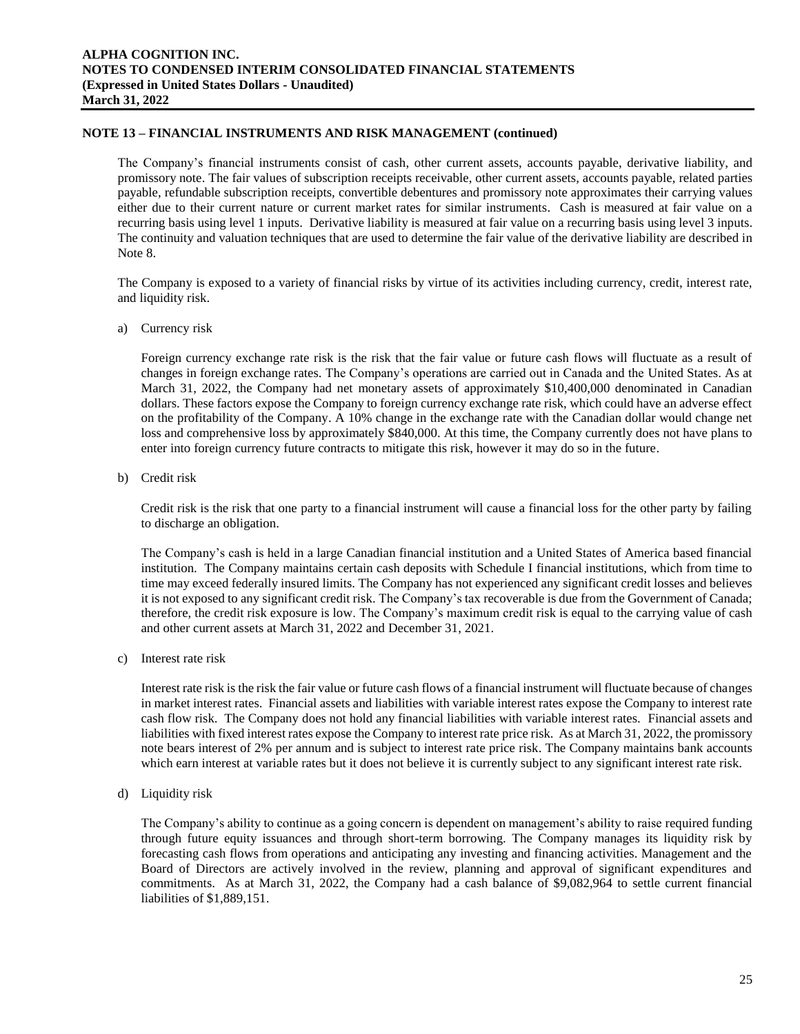### NOTE 13 – FINANCIAL INSTRUMENTS AND RISK MANAGEMENT (continued)

The Company's financial instruments consist of cash, other current assets, accounts payable, derivative liability, and promissory note. The fair values of subscription receipts receivable, other current assets, accounts payable, related parties payable, refundable subscription receipts, convertible debentures and promissory note approximates their carrying values either due to their current nature or current market rates for similar instruments. Cash is measured at fair value on a recurring basis using level 1 inputs. Derivative liability is measured at fair value on a recurring basis using level 3 inputs. The continuity and valuation techniques that are used to determine the fair value of the derivative liability are described in Note 8.

The Company is exposed to a variety of financial risks by virtue of its activities including currency, credit, interest rate, and liquidity risk.

a) Currency risk

Foreign currency exchange rate risk is the risk that the fair value or future cash flows will fluctuate as a result of changes in foreign exchange rates. The Company's operations are carried out in Canada and the United States. As at March 31, 2022, the Company had net monetary assets of approximately $10,400,000 denominated in Canadian dollars. These factors expose the Company to foreign currency exchange rate risk, which could have an adverse effect on the profitability of the Company. A 10% change in the exchange rate with the Canadian dollar would change net loss and comprehensive loss by approximately $840,000. At this time, the Company currently does not have plans to enter into foreign currency future contracts to mitigate this risk, however it may do so in the future.

b) Credit risk

Credit risk is the risk that one party to a financial instrument will cause a financial loss for the other party by failing to discharge an obligation.

The Company's cash is held in a large Canadian financial institution and a United States of America based financial institution. The Company maintains certain cash deposits with Schedule I financial institutions, which from time to time may exceed federally insured limits. The Company has not experienced any significant credit losses and believes it is not exposed to any significant credit risk. The Company's tax recoverable is due from the Government of Canada; therefore, the credit risk exposure is low. The Company's maximum credit risk is equal to the carrying value of cash and other current assets at March 31, 2022 and December 31, 2021.

c) Interest rate risk

Interest rate risk is the risk the fair value or future cash flows of a financial instrument will fluctuate because of changes in market interest rates. Financial assets and liabilities with variable interest rates expose the Company to interest rate cash flow risk. The Company does not hold any financial liabilities with variable interest rates. Financial assets and liabilities with fixed interest rates expose the Company to interest rate price risk. As at March 31, 2022, the promissory note bears interest of 2% per annum and is subject to interest rate price risk. The Company maintains bank accounts which earn interest at variable rates but it does not believe it is currently subject to any significant interest rate risk.

d) Liquidity risk

The Company's ability to continue as a going concern is dependent on management's ability to raise required funding through future equity issuances and through short-term borrowing. The Company manages its liquidity risk by forecasting cash flows from operations and anticipating any investing and financing activities. Management and the Board of Directors are actively involved in the review, planning and approval of significant expenditures and commitments. As at March 31, 2022, the Company had a cash balance of $9,082,964 to settle current financial liabilities of $1,889,151.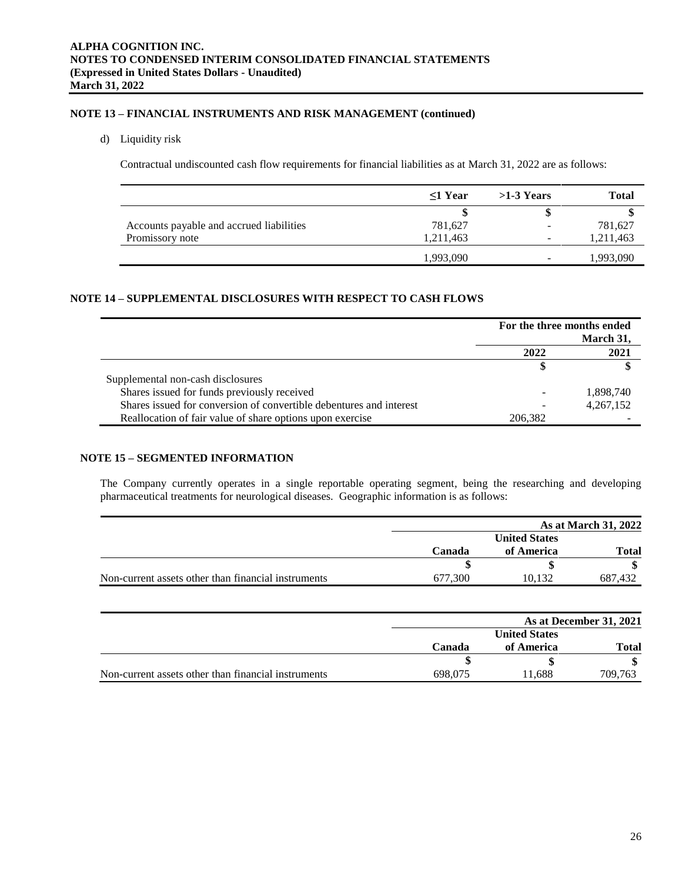## NOTE 13 – FINANCIAL INSTRUMENTS AND RISK MANAGEMENT (continued)

d) Liquidity risk

Contractual undiscounted cash flow requirements for financial liabilities as at March 31, 2022 are as follows:

| | ≤1 Year | >1-3 Years | Total |
|---|---|---|---|
| | $ | $ | $ |
| Accounts payable and accrued liabilities | 781,627 | - | 781,627 |
| Promissory note | 1,211,463 | - | 1,211,463 |
| | 1,993,090 | - | 1,993,090 |

## NOTE 14 – SUPPLEMENTAL DISCLOSURES WITH RESPECT TO CASH FLOWS

| | For the three months ended March 31, | |
|---|---|---|
| | 2022 | 2021 |
| | $ | $ |
| Supplemental non-cash disclosures | | |
| Shares issued for funds previously received | - | 1,898,740 |
| Shares issued for conversion of convertible debentures and interest | - | 4,267,152 |
| Reallocation of fair value of share options upon exercise | 206,382 | - |

## NOTE 15 – SEGMENTED INFORMATION

The Company currently operates in a single reportable operating segment, being the researching and developing pharmaceutical treatments for neurological diseases. Geographic information is as follows:

| | As at March 31, 2022 | | |
|---|---|---|---|
| | Canada | United States of America | Total |
| | $ | $ | $ |
| Non-current assets other than financial instruments | 677,300 | 10,132 | 687,432 |

| | As at December 31, 2021 | | |
|---|---|---|---|
| | Canada | United States of America | Total |
| | $ | $ | $ |
| Non-current assets other than financial instruments | 698,075 | 11,688 | 709,763 |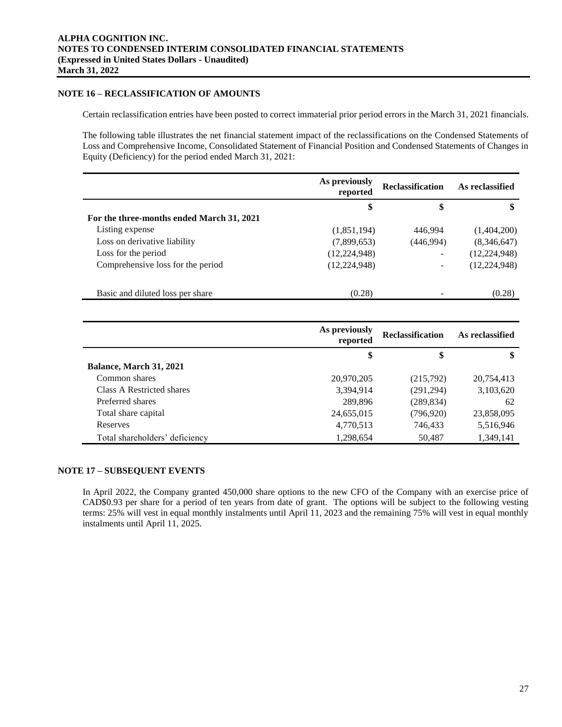## NOTE 16 – RECLASSIFICATION OF AMOUNTS

Certain reclassification entries have been posted to correct immaterial prior period errors in the March 31, 2021 financials.

The following table illustrates the net financial statement impact of the reclassifications on the Condensed Statements of Loss and Comprehensive Income, Consolidated Statement of Financial Position and Condensed Statements of Changes in Equity (Deficiency) for the period ended March 31, 2021:

| | As previously reported | Reclassification | As reclassified |
|---|---|---|---|
| | $ | $ | $ |
| **For the three-months ended March 31, 2021** | | | |
| Listing expense | (1,851,194) | 446,994 | (1,404,200) |
| Loss on derivative liability | (7,899,653) | (446,994) | (8,346,647) |
| Loss for the period | (12,224,948) | - | (12,224,948) |
| Comprehensive loss for the period | (12,224,948) | - | (12,224,948) |
| Basic and diluted loss per share | (0.28) | - | (0.28) |

| | As previously reported | Reclassification | As reclassified |
|---|---|---|---|
| | $ | $ | $ |
| **Balance, March 31, 2021** | | | |
| Common shares | 20,970,205 | (215,792) | 20,754,413 |
| Class A Restricted shares | 3,394,914 | (291,294) | 3,103,620 |
| Preferred shares | 289,896 | (289,834) | 62 |
| Total share capital | 24,655,015 | (796,920) | 23,858,095 |
| Reserves | 4,770,513 | 746,433 | 5,516,946 |
| Total shareholders' deficiency | 1,298,654 | 50,487 | 1,349,141 |

## NOTE 17 – SUBSEQUENT EVENTS

In April 2022, the Company granted 450,000 share options to the new CFO of the Company with an exercise price of CAD$0.93 per share for a period of ten years from date of grant. The options will be subject to the following vesting terms: 25% will vest in equal monthly instalments until April 11, 2023 and the remaining 75% will vest in equal monthly instalments until April 11, 2025.